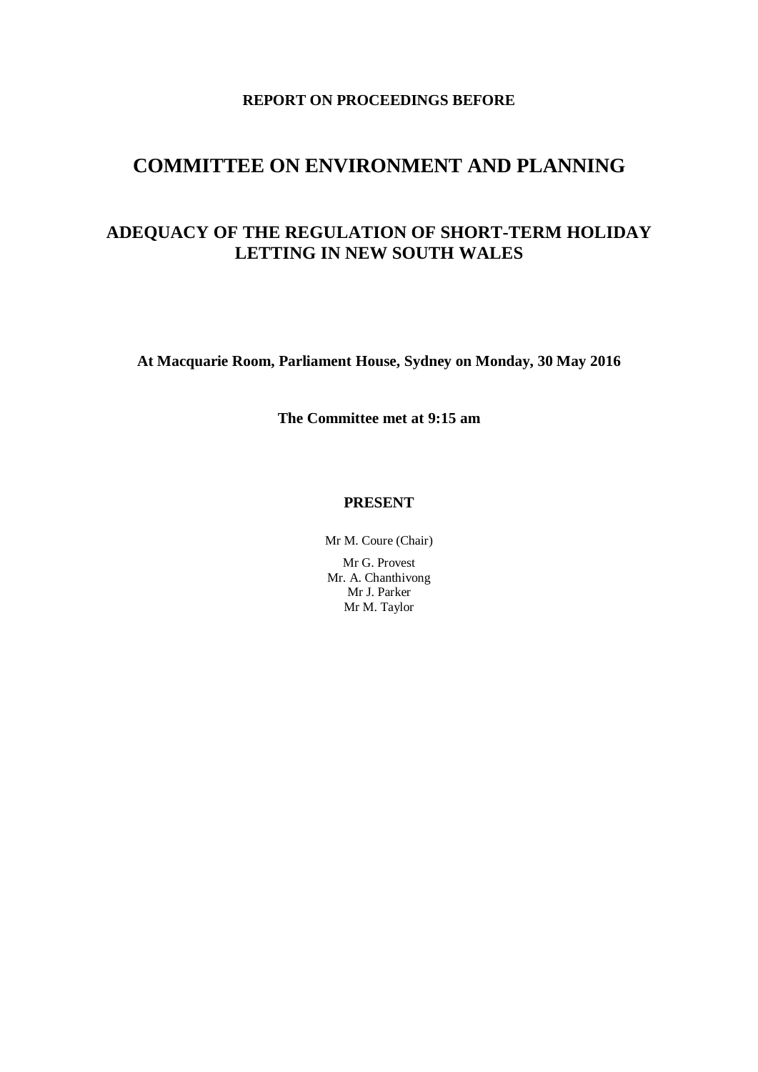**REPORT ON PROCEEDINGS BEFORE**

# COMMITTEE ON ENVIRONMENT AND PLANNING

## ADEQUACY OF THE REGULATION OF SHORT-TERM HOLIDAY LETTING IN NEW SOUTH WALES

**At Macquarie Room, Parliament House, Sydney on Monday, 30 May 2016**

**The Committee met at 9:15 am**

**PRESENT**

Mr M. Coure (Chair)

Mr G. Provest
Mr. A. Chanthivong
Mr J. Parker
Mr M. Taylor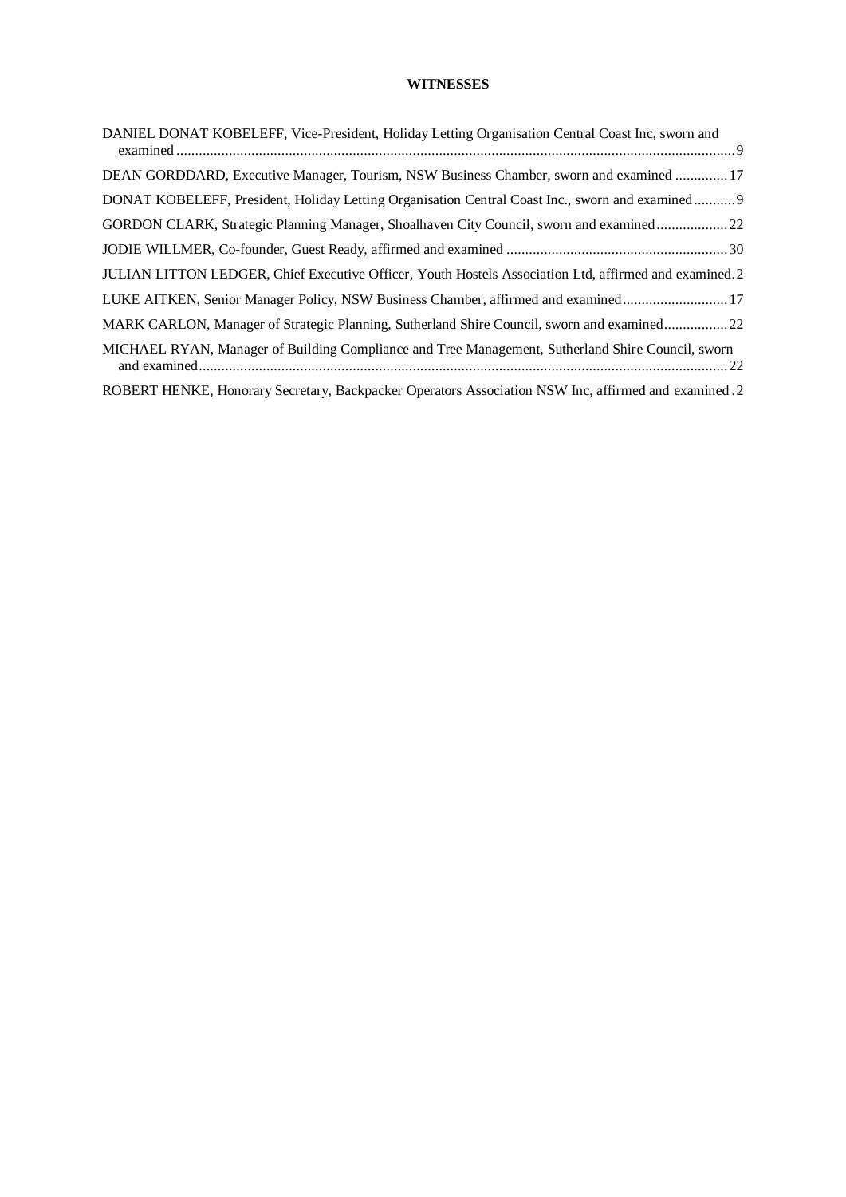**WITNESSES**

DANIEL DONAT KOBELEFF, Vice-President, Holiday Letting Organisation Central Coast Inc, sworn and examined ........................................................................................................................................9

DEAN GORDDARD, Executive Manager, Tourism, NSW Business Chamber, sworn and examined ..............17

DONAT KOBELEFF, President, Holiday Letting Organisation Central Coast Inc., sworn and examined...........9

GORDON CLARK, Strategic Planning Manager, Shoalhaven City Council, sworn and examined...................22

JODIE WILLMER, Co-founder, Guest Ready, affirmed and examined ...........................................................30

JULIAN LITTON LEDGER, Chief Executive Officer, Youth Hostels Association Ltd, affirmed and examined.2

LUKE AITKEN, Senior Manager Policy, NSW Business Chamber, affirmed and examined............................17

MARK CARLON, Manager of Strategic Planning, Sutherland Shire Council, sworn and examined.................22

MICHAEL RYAN, Manager of Building Compliance and Tree Management, Sutherland Shire Council, sworn and examined.............................................................................................................................................22

ROBERT HENKE, Honorary Secretary, Backpacker Operators Association NSW Inc, affirmed and examined .2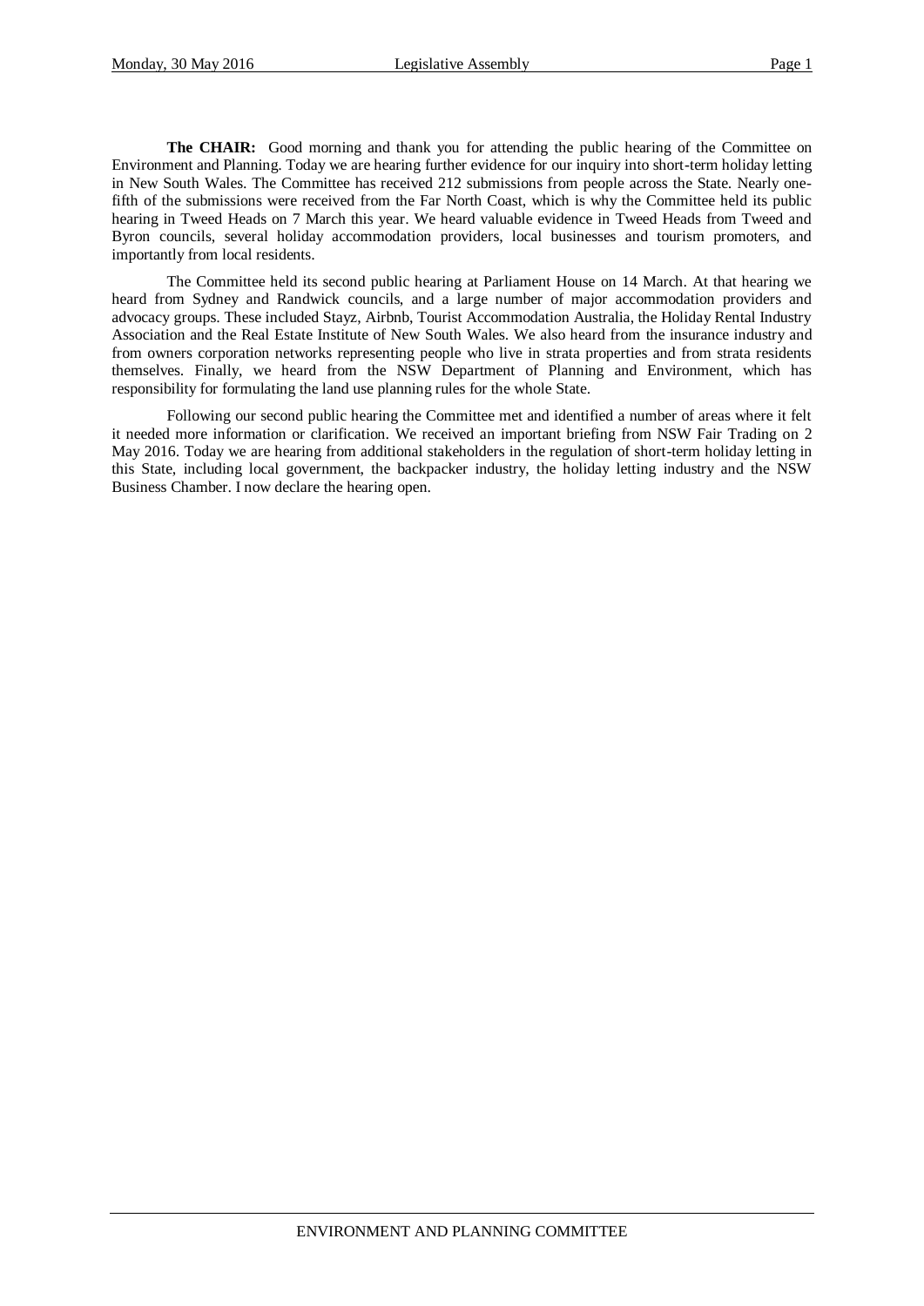**The CHAIR:** Good morning and thank you for attending the public hearing of the Committee on Environment and Planning. Today we are hearing further evidence for our inquiry into short-term holiday letting in New South Wales. The Committee has received 212 submissions from people across the State. Nearly one-fifth of the submissions were received from the Far North Coast, which is why the Committee held its public hearing in Tweed Heads on 7 March this year. We heard valuable evidence in Tweed Heads from Tweed and Byron councils, several holiday accommodation providers, local businesses and tourism promoters, and importantly from local residents.

The Committee held its second public hearing at Parliament House on 14 March. At that hearing we heard from Sydney and Randwick councils, and a large number of major accommodation providers and advocacy groups. These included Stayz, Airbnb, Tourist Accommodation Australia, the Holiday Rental Industry Association and the Real Estate Institute of New South Wales. We also heard from the insurance industry and from owners corporation networks representing people who live in strata properties and from strata residents themselves. Finally, we heard from the NSW Department of Planning and Environment, which has responsibility for formulating the land use planning rules for the whole State.

Following our second public hearing the Committee met and identified a number of areas where it felt it needed more information or clarification. We received an important briefing from NSW Fair Trading on 2 May 2016. Today we are hearing from additional stakeholders in the regulation of short-term holiday letting in this State, including local government, the backpacker industry, the holiday letting industry and the NSW Business Chamber. I now declare the hearing open.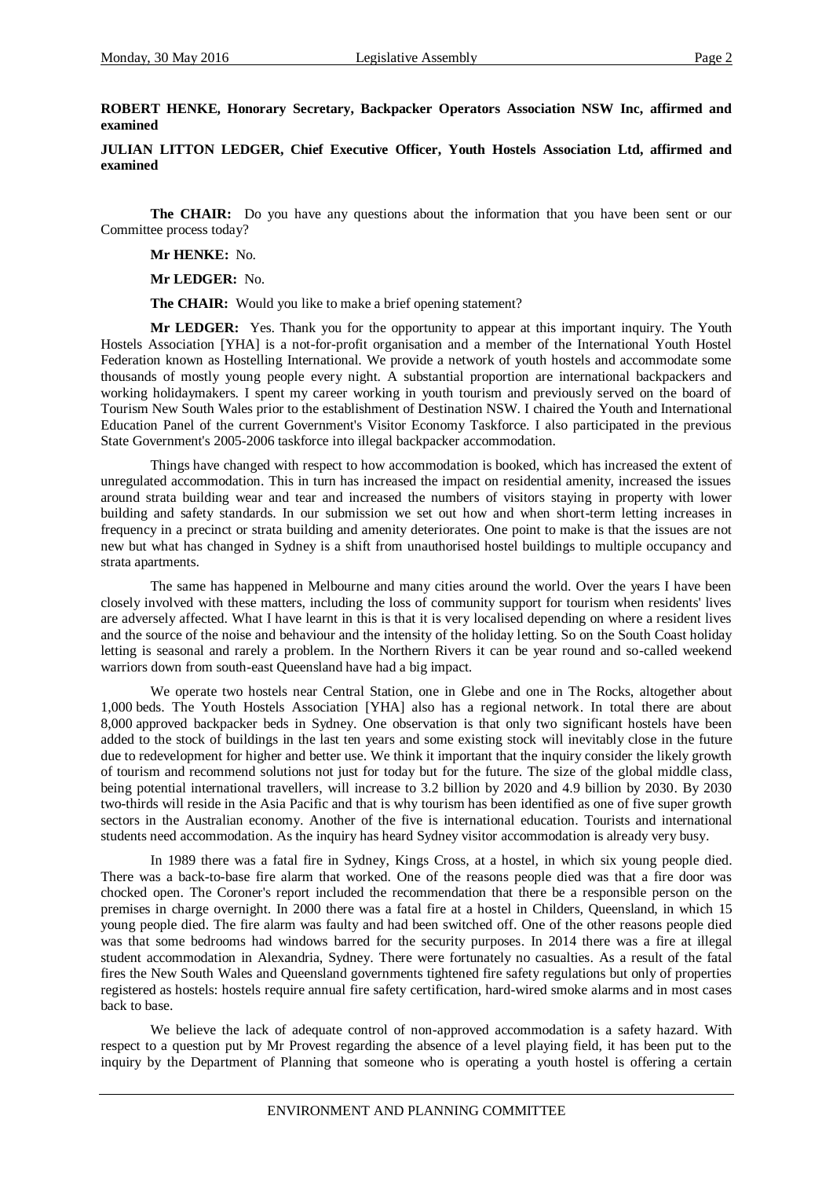**ROBERT HENKE, Honorary Secretary, Backpacker Operators Association NSW Inc, affirmed and examined**

**JULIAN LITTON LEDGER, Chief Executive Officer, Youth Hostels Association Ltd, affirmed and examined**

**The CHAIR:** Do you have any questions about the information that you have been sent or our Committee process today?

**Mr HENKE:** No.

**Mr LEDGER:** No.

**The CHAIR:** Would you like to make a brief opening statement?

**Mr LEDGER:** Yes. Thank you for the opportunity to appear at this important inquiry. The Youth Hostels Association [YHA] is a not-for-profit organisation and a member of the International Youth Hostel Federation known as Hostelling International. We provide a network of youth hostels and accommodate some thousands of mostly young people every night. A substantial proportion are international backpackers and working holidaymakers. I spent my career working in youth tourism and previously served on the board of Tourism New South Wales prior to the establishment of Destination NSW. I chaired the Youth and International Education Panel of the current Government's Visitor Economy Taskforce. I also participated in the previous State Government's 2005-2006 taskforce into illegal backpacker accommodation.

Things have changed with respect to how accommodation is booked, which has increased the extent of unregulated accommodation. This in turn has increased the impact on residential amenity, increased the issues around strata building wear and tear and increased the numbers of visitors staying in property with lower building and safety standards. In our submission we set out how and when short-term letting increases in frequency in a precinct or strata building and amenity deteriorates. One point to make is that the issues are not new but what has changed in Sydney is a shift from unauthorised hostel buildings to multiple occupancy and strata apartments.

The same has happened in Melbourne and many cities around the world. Over the years I have been closely involved with these matters, including the loss of community support for tourism when residents' lives are adversely affected. What I have learnt in this is that it is very localised depending on where a resident lives and the source of the noise and behaviour and the intensity of the holiday letting. So on the South Coast holiday letting is seasonal and rarely a problem. In the Northern Rivers it can be year round and so-called weekend warriors down from south-east Queensland have had a big impact.

We operate two hostels near Central Station, one in Glebe and one in The Rocks, altogether about 1,000 beds. The Youth Hostels Association [YHA] also has a regional network. In total there are about 8,000 approved backpacker beds in Sydney. One observation is that only two significant hostels have been added to the stock of buildings in the last ten years and some existing stock will inevitably close in the future due to redevelopment for higher and better use. We think it important that the inquiry consider the likely growth of tourism and recommend solutions not just for today but for the future. The size of the global middle class, being potential international travellers, will increase to 3.2 billion by 2020 and 4.9 billion by 2030. By 2030 two-thirds will reside in the Asia Pacific and that is why tourism has been identified as one of five super growth sectors in the Australian economy. Another of the five is international education. Tourists and international students need accommodation. As the inquiry has heard Sydney visitor accommodation is already very busy.

In 1989 there was a fatal fire in Sydney, Kings Cross, at a hostel, in which six young people died. There was a back-to-base fire alarm that worked. One of the reasons people died was that a fire door was chocked open. The Coroner's report included the recommendation that there be a responsible person on the premises in charge overnight. In 2000 there was a fatal fire at a hostel in Childers, Queensland, in which 15 young people died. The fire alarm was faulty and had been switched off. One of the other reasons people died was that some bedrooms had windows barred for the security purposes. In 2014 there was a fire at illegal student accommodation in Alexandria, Sydney. There were fortunately no casualties. As a result of the fatal fires the New South Wales and Queensland governments tightened fire safety regulations but only of properties registered as hostels: hostels require annual fire safety certification, hard-wired smoke alarms and in most cases back to base.

We believe the lack of adequate control of non-approved accommodation is a safety hazard. With respect to a question put by Mr Provest regarding the absence of a level playing field, it has been put to the inquiry by the Department of Planning that someone who is operating a youth hostel is offering a certain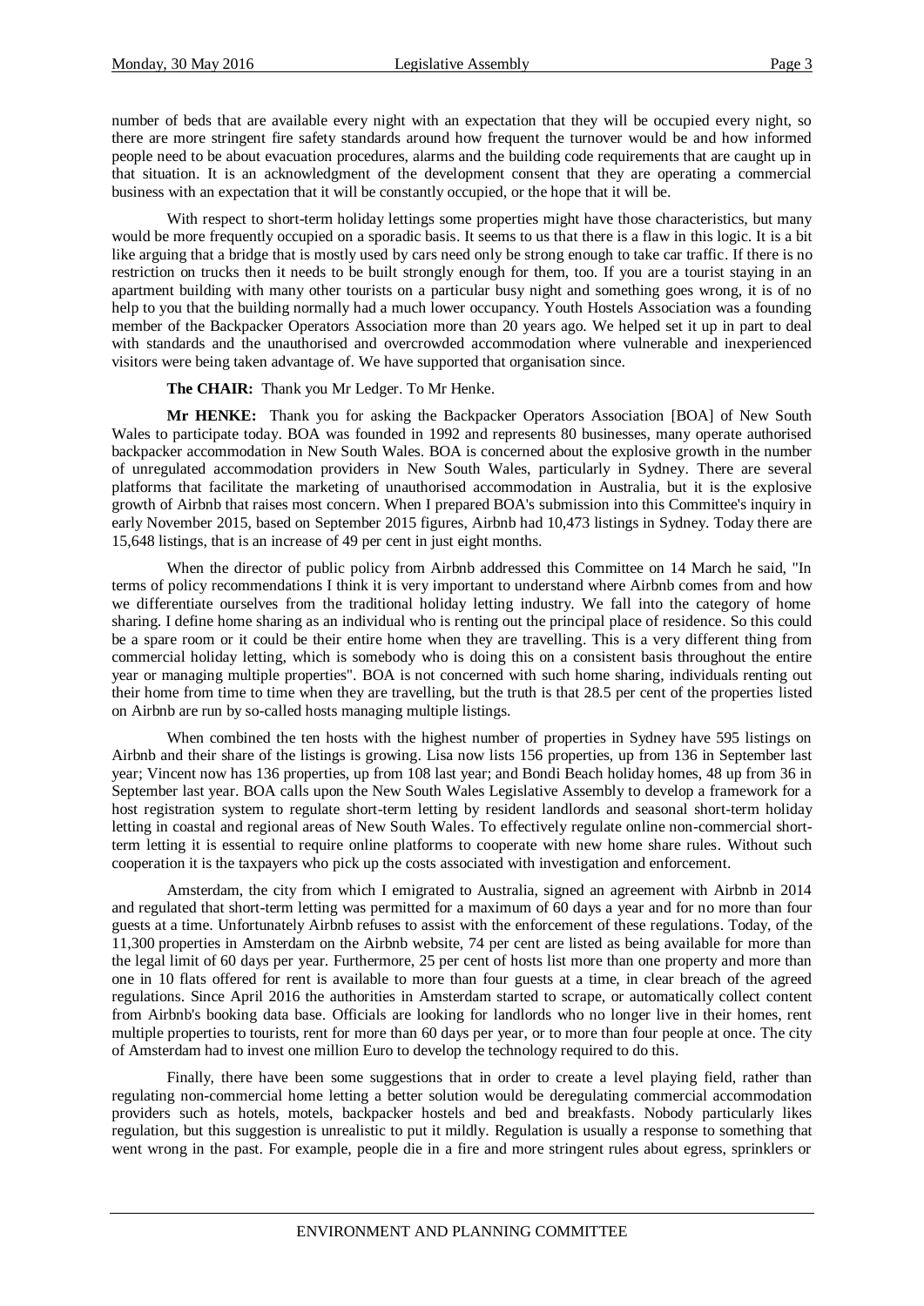number of beds that are available every night with an expectation that they will be occupied every night, so there are more stringent fire safety standards around how frequent the turnover would be and how informed people need to be about evacuation procedures, alarms and the building code requirements that are caught up in that situation. It is an acknowledgment of the development consent that they are operating a commercial business with an expectation that it will be constantly occupied, or the hope that it will be.

With respect to short-term holiday lettings some properties might have those characteristics, but many would be more frequently occupied on a sporadic basis. It seems to us that there is a flaw in this logic. It is a bit like arguing that a bridge that is mostly used by cars need only be strong enough to take car traffic. If there is no restriction on trucks then it needs to be built strongly enough for them, too. If you are a tourist staying in an apartment building with many other tourists on a particular busy night and something goes wrong, it is of no help to you that the building normally had a much lower occupancy. Youth Hostels Association was a founding member of the Backpacker Operators Association more than 20 years ago. We helped set it up in part to deal with standards and the unauthorised and overcrowded accommodation where vulnerable and inexperienced visitors were being taken advantage of. We have supported that organisation since.

**The CHAIR:** Thank you Mr Ledger. To Mr Henke.

**Mr HENKE:** Thank you for asking the Backpacker Operators Association [BOA] of New South Wales to participate today. BOA was founded in 1992 and represents 80 businesses, many operate authorised backpacker accommodation in New South Wales. BOA is concerned about the explosive growth in the number of unregulated accommodation providers in New South Wales, particularly in Sydney. There are several platforms that facilitate the marketing of unauthorised accommodation in Australia, but it is the explosive growth of Airbnb that raises most concern. When I prepared BOA's submission into this Committee's inquiry in early November 2015, based on September 2015 figures, Airbnb had 10,473 listings in Sydney. Today there are 15,648 listings, that is an increase of 49 per cent in just eight months.

When the director of public policy from Airbnb addressed this Committee on 14 March he said, "In terms of policy recommendations I think it is very important to understand where Airbnb comes from and how we differentiate ourselves from the traditional holiday letting industry. We fall into the category of home sharing. I define home sharing as an individual who is renting out the principal place of residence. So this could be a spare room or it could be their entire home when they are travelling. This is a very different thing from commercial holiday letting, which is somebody who is doing this on a consistent basis throughout the entire year or managing multiple properties". BOA is not concerned with such home sharing, individuals renting out their home from time to time when they are travelling, but the truth is that 28.5 per cent of the properties listed on Airbnb are run by so-called hosts managing multiple listings.

When combined the ten hosts with the highest number of properties in Sydney have 595 listings on Airbnb and their share of the listings is growing. Lisa now lists 156 properties, up from 136 in September last year; Vincent now has 136 properties, up from 108 last year; and Bondi Beach holiday homes, 48 up from 36 in September last year. BOA calls upon the New South Wales Legislative Assembly to develop a framework for a host registration system to regulate short-term letting by resident landlords and seasonal short-term holiday letting in coastal and regional areas of New South Wales. To effectively regulate online non-commercial short-term letting it is essential to require online platforms to cooperate with new home share rules. Without such cooperation it is the taxpayers who pick up the costs associated with investigation and enforcement.

Amsterdam, the city from which I emigrated to Australia, signed an agreement with Airbnb in 2014 and regulated that short-term letting was permitted for a maximum of 60 days a year and for no more than four guests at a time. Unfortunately Airbnb refuses to assist with the enforcement of these regulations. Today, of the 11,300 properties in Amsterdam on the Airbnb website, 74 per cent are listed as being available for more than the legal limit of 60 days per year. Furthermore, 25 per cent of hosts list more than one property and more than one in 10 flats offered for rent is available to more than four guests at a time, in clear breach of the agreed regulations. Since April 2016 the authorities in Amsterdam started to scrape, or automatically collect content from Airbnb's booking data base. Officials are looking for landlords who no longer live in their homes, rent multiple properties to tourists, rent for more than 60 days per year, or to more than four people at once. The city of Amsterdam had to invest one million Euro to develop the technology required to do this.

Finally, there have been some suggestions that in order to create a level playing field, rather than regulating non-commercial home letting a better solution would be deregulating commercial accommodation providers such as hotels, motels, backpacker hostels and bed and breakfasts. Nobody particularly likes regulation, but this suggestion is unrealistic to put it mildly. Regulation is usually a response to something that went wrong in the past. For example, people die in a fire and more stringent rules about egress, sprinklers or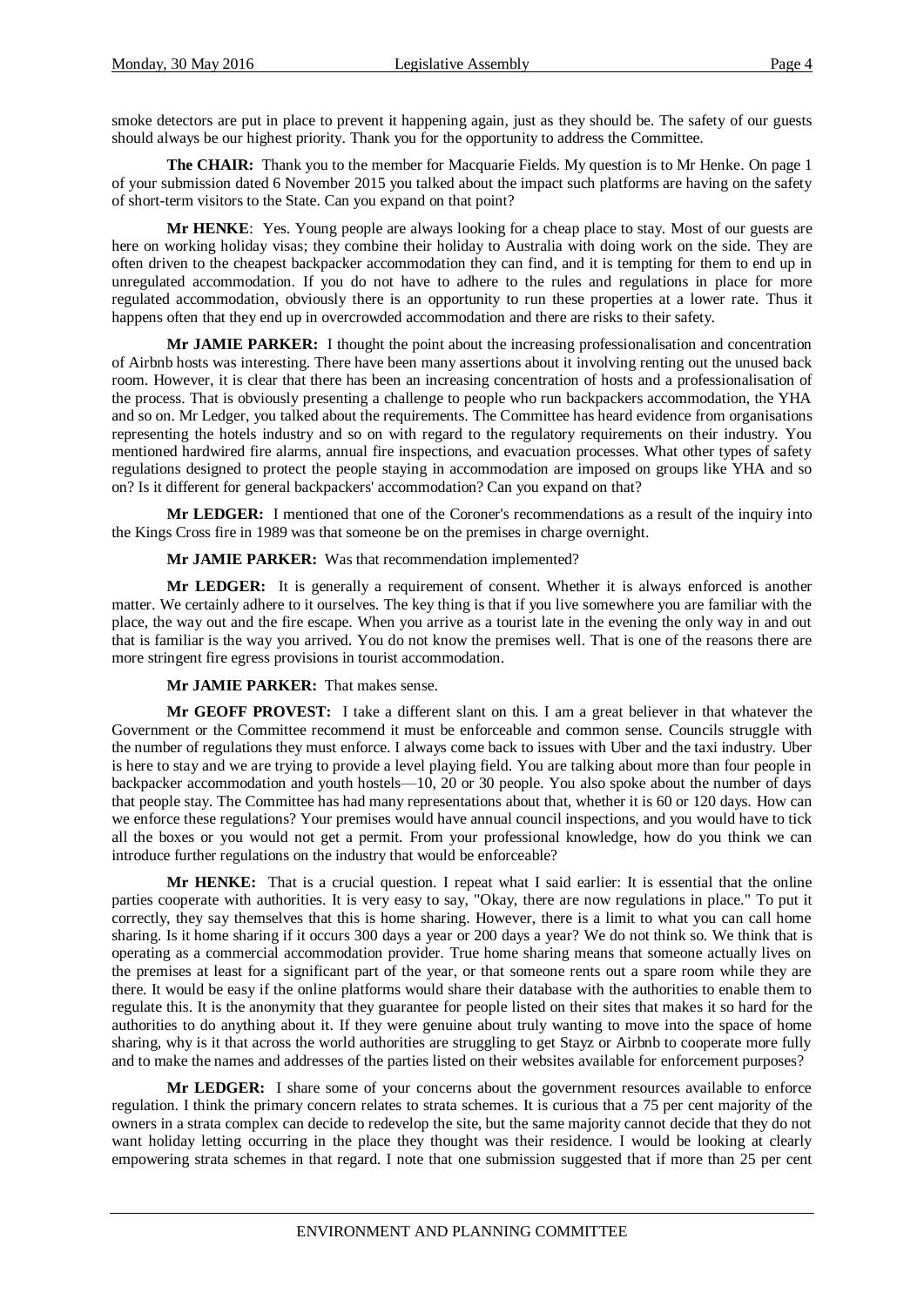smoke detectors are put in place to prevent it happening again, just as they should be. The safety of our guests should always be our highest priority. Thank you for the opportunity to address the Committee.

**The CHAIR:** Thank you to the member for Macquarie Fields. My question is to Mr Henke. On page 1 of your submission dated 6 November 2015 you talked about the impact such platforms are having on the safety of short-term visitors to the State. Can you expand on that point?

**Mr HENKE**: Yes. Young people are always looking for a cheap place to stay. Most of our guests are here on working holiday visas; they combine their holiday to Australia with doing work on the side. They are often driven to the cheapest backpacker accommodation they can find, and it is tempting for them to end up in unregulated accommodation. If you do not have to adhere to the rules and regulations in place for more regulated accommodation, obviously there is an opportunity to run these properties at a lower rate. Thus it happens often that they end up in overcrowded accommodation and there are risks to their safety.

**Mr JAMIE PARKER:** I thought the point about the increasing professionalisation and concentration of Airbnb hosts was interesting. There have been many assertions about it involving renting out the unused back room. However, it is clear that there has been an increasing concentration of hosts and a professionalisation of the process. That is obviously presenting a challenge to people who run backpackers accommodation, the YHA and so on. Mr Ledger, you talked about the requirements. The Committee has heard evidence from organisations representing the hotels industry and so on with regard to the regulatory requirements on their industry. You mentioned hardwired fire alarms, annual fire inspections, and evacuation processes. What other types of safety regulations designed to protect the people staying in accommodation are imposed on groups like YHA and so on? Is it different for general backpackers' accommodation? Can you expand on that?

**Mr LEDGER:** I mentioned that one of the Coroner's recommendations as a result of the inquiry into the Kings Cross fire in 1989 was that someone be on the premises in charge overnight.

**Mr JAMIE PARKER:** Was that recommendation implemented?

**Mr LEDGER:** It is generally a requirement of consent. Whether it is always enforced is another matter. We certainly adhere to it ourselves. The key thing is that if you live somewhere you are familiar with the place, the way out and the fire escape. When you arrive as a tourist late in the evening the only way in and out that is familiar is the way you arrived. You do not know the premises well. That is one of the reasons there are more stringent fire egress provisions in tourist accommodation.

**Mr JAMIE PARKER:** That makes sense.

**Mr GEOFF PROVEST:** I take a different slant on this. I am a great believer in that whatever the Government or the Committee recommend it must be enforceable and common sense. Councils struggle with the number of regulations they must enforce. I always come back to issues with Uber and the taxi industry. Uber is here to stay and we are trying to provide a level playing field. You are talking about more than four people in backpacker accommodation and youth hostels—10, 20 or 30 people. You also spoke about the number of days that people stay. The Committee has had many representations about that, whether it is 60 or 120 days. How can we enforce these regulations? Your premises would have annual council inspections, and you would have to tick all the boxes or you would not get a permit. From your professional knowledge, how do you think we can introduce further regulations on the industry that would be enforceable?

**Mr HENKE:** That is a crucial question. I repeat what I said earlier: It is essential that the online parties cooperate with authorities. It is very easy to say, "Okay, there are now regulations in place." To put it correctly, they say themselves that this is home sharing. However, there is a limit to what you can call home sharing. Is it home sharing if it occurs 300 days a year or 200 days a year? We do not think so. We think that is operating as a commercial accommodation provider. True home sharing means that someone actually lives on the premises at least for a significant part of the year, or that someone rents out a spare room while they are there. It would be easy if the online platforms would share their database with the authorities to enable them to regulate this. It is the anonymity that they guarantee for people listed on their sites that makes it so hard for the authorities to do anything about it. If they were genuine about truly wanting to move into the space of home sharing, why is it that across the world authorities are struggling to get Stayz or Airbnb to cooperate more fully and to make the names and addresses of the parties listed on their websites available for enforcement purposes?

**Mr LEDGER:** I share some of your concerns about the government resources available to enforce regulation. I think the primary concern relates to strata schemes. It is curious that a 75 per cent majority of the owners in a strata complex can decide to redevelop the site, but the same majority cannot decide that they do not want holiday letting occurring in the place they thought was their residence. I would be looking at clearly empowering strata schemes in that regard. I note that one submission suggested that if more than 25 per cent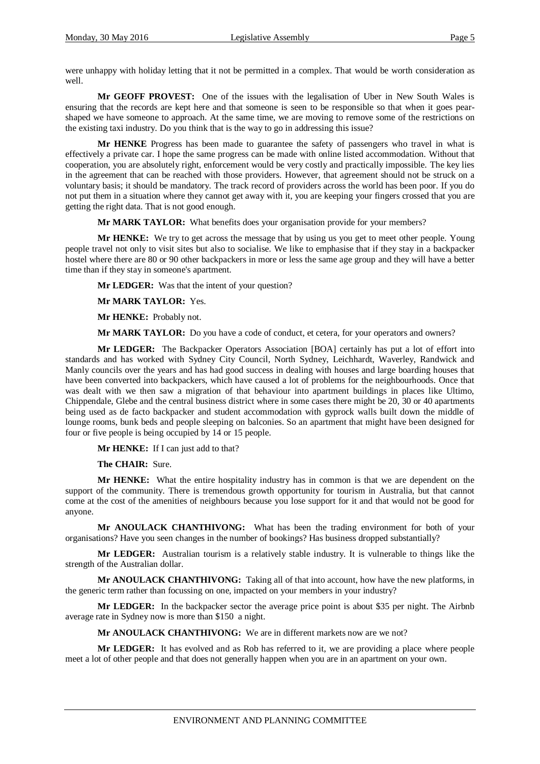were unhappy with holiday letting that it not be permitted in a complex. That would be worth consideration as well.

**Mr GEOFF PROVEST:** One of the issues with the legalisation of Uber in New South Wales is ensuring that the records are kept here and that someone is seen to be responsible so that when it goes pear-shaped we have someone to approach. At the same time, we are moving to remove some of the restrictions on the existing taxi industry. Do you think that is the way to go in addressing this issue?

**Mr HENKE** Progress has been made to guarantee the safety of passengers who travel in what is effectively a private car. I hope the same progress can be made with online listed accommodation. Without that cooperation, you are absolutely right, enforcement would be very costly and practically impossible. The key lies in the agreement that can be reached with those providers. However, that agreement should not be struck on a voluntary basis; it should be mandatory. The track record of providers across the world has been poor. If you do not put them in a situation where they cannot get away with it, you are keeping your fingers crossed that you are getting the right data. That is not good enough.

**Mr MARK TAYLOR:** What benefits does your organisation provide for your members?

**Mr HENKE:** We try to get across the message that by using us you get to meet other people. Young people travel not only to visit sites but also to socialise. We like to emphasise that if they stay in a backpacker hostel where there are 80 or 90 other backpackers in more or less the same age group and they will have a better time than if they stay in someone's apartment.

**Mr LEDGER:** Was that the intent of your question?

**Mr MARK TAYLOR:** Yes.

**Mr HENKE:** Probably not.

**Mr MARK TAYLOR:** Do you have a code of conduct, et cetera, for your operators and owners?

**Mr LEDGER:** The Backpacker Operators Association [BOA] certainly has put a lot of effort into standards and has worked with Sydney City Council, North Sydney, Leichhardt, Waverley, Randwick and Manly councils over the years and has had good success in dealing with houses and large boarding houses that have been converted into backpackers, which have caused a lot of problems for the neighbourhoods. Once that was dealt with we then saw a migration of that behaviour into apartment buildings in places like Ultimo, Chippendale, Glebe and the central business district where in some cases there might be 20, 30 or 40 apartments being used as de facto backpacker and student accommodation with gyprock walls built down the middle of lounge rooms, bunk beds and people sleeping on balconies. So an apartment that might have been designed for four or five people is being occupied by 14 or 15 people.

**Mr HENKE:** If I can just add to that?

**The CHAIR:** Sure.

**Mr HENKE:** What the entire hospitality industry has in common is that we are dependent on the support of the community. There is tremendous growth opportunity for tourism in Australia, but that cannot come at the cost of the amenities of neighbours because you lose support for it and that would not be good for anyone.

**Mr ANOULACK CHANTHIVONG:** What has been the trading environment for both of your organisations? Have you seen changes in the number of bookings? Has business dropped substantially?

**Mr LEDGER:** Australian tourism is a relatively stable industry. It is vulnerable to things like the strength of the Australian dollar.

**Mr ANOULACK CHANTHIVONG:** Taking all of that into account, how have the new platforms, in the generic term rather than focussing on one, impacted on your members in your industry?

**Mr LEDGER:** In the backpacker sector the average price point is about $35 per night. The Airbnb average rate in Sydney now is more than $150 a night.

**Mr ANOULACK CHANTHIVONG:** We are in different markets now are we not?

**Mr LEDGER:** It has evolved and as Rob has referred to it, we are providing a place where people meet a lot of other people and that does not generally happen when you are in an apartment on your own.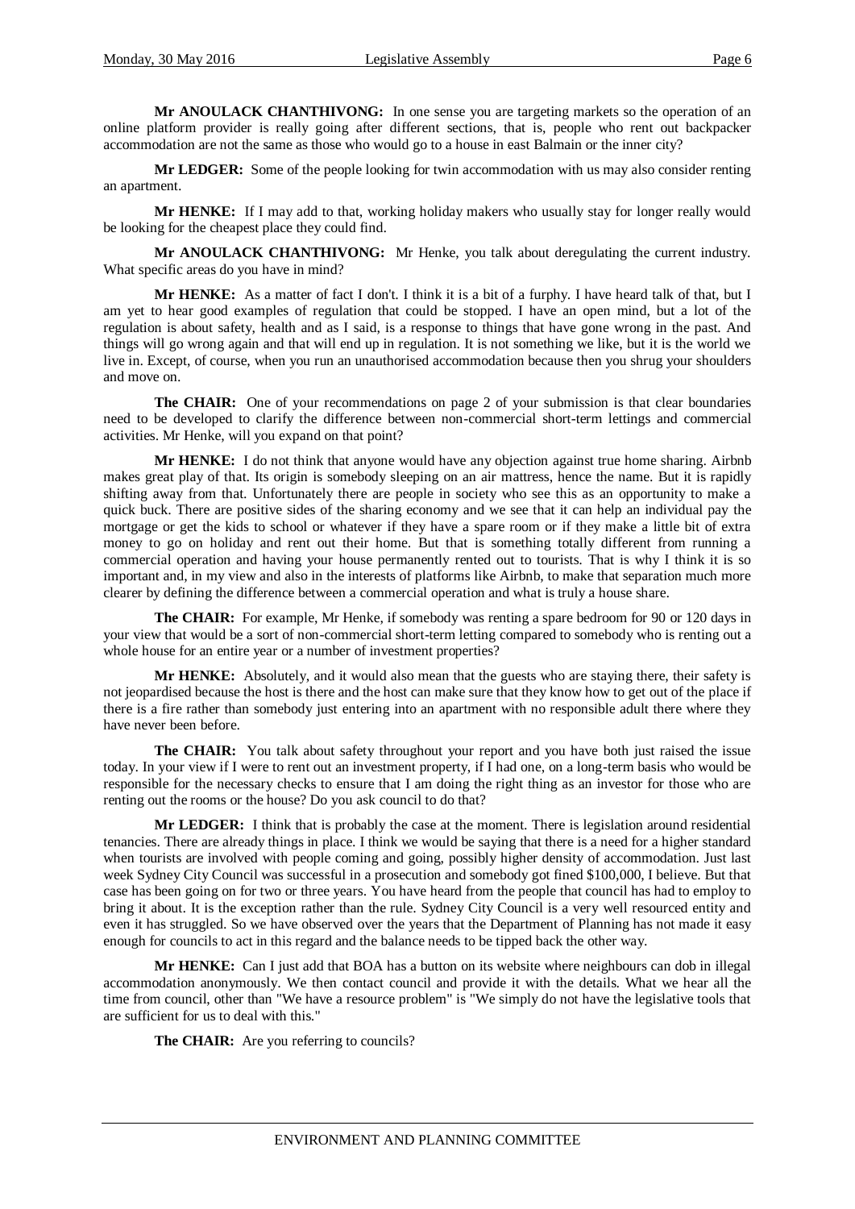**Mr ANOULACK CHANTHIVONG:** In one sense you are targeting markets so the operation of an online platform provider is really going after different sections, that is, people who rent out backpacker accommodation are not the same as those who would go to a house in east Balmain or the inner city?

**Mr LEDGER:** Some of the people looking for twin accommodation with us may also consider renting an apartment.

**Mr HENKE:** If I may add to that, working holiday makers who usually stay for longer really would be looking for the cheapest place they could find.

**Mr ANOULACK CHANTHIVONG:** Mr Henke, you talk about deregulating the current industry. What specific areas do you have in mind?

**Mr HENKE:** As a matter of fact I don't. I think it is a bit of a furphy. I have heard talk of that, but I am yet to hear good examples of regulation that could be stopped. I have an open mind, but a lot of the regulation is about safety, health and as I said, is a response to things that have gone wrong in the past. And things will go wrong again and that will end up in regulation. It is not something we like, but it is the world we live in. Except, of course, when you run an unauthorised accommodation because then you shrug your shoulders and move on.

**The CHAIR:** One of your recommendations on page 2 of your submission is that clear boundaries need to be developed to clarify the difference between non-commercial short-term lettings and commercial activities. Mr Henke, will you expand on that point?

**Mr HENKE:** I do not think that anyone would have any objection against true home sharing. Airbnb makes great play of that. Its origin is somebody sleeping on an air mattress, hence the name. But it is rapidly shifting away from that. Unfortunately there are people in society who see this as an opportunity to make a quick buck. There are positive sides of the sharing economy and we see that it can help an individual pay the mortgage or get the kids to school or whatever if they have a spare room or if they make a little bit of extra money to go on holiday and rent out their home. But that is something totally different from running a commercial operation and having your house permanently rented out to tourists. That is why I think it is so important and, in my view and also in the interests of platforms like Airbnb, to make that separation much more clearer by defining the difference between a commercial operation and what is truly a house share.

**The CHAIR:** For example, Mr Henke, if somebody was renting a spare bedroom for 90 or 120 days in your view that would be a sort of non-commercial short-term letting compared to somebody who is renting out a whole house for an entire year or a number of investment properties?

**Mr HENKE:** Absolutely, and it would also mean that the guests who are staying there, their safety is not jeopardised because the host is there and the host can make sure that they know how to get out of the place if there is a fire rather than somebody just entering into an apartment with no responsible adult there where they have never been before.

**The CHAIR:** You talk about safety throughout your report and you have both just raised the issue today. In your view if I were to rent out an investment property, if I had one, on a long-term basis who would be responsible for the necessary checks to ensure that I am doing the right thing as an investor for those who are renting out the rooms or the house? Do you ask council to do that?

**Mr LEDGER:** I think that is probably the case at the moment. There is legislation around residential tenancies. There are already things in place. I think we would be saying that there is a need for a higher standard when tourists are involved with people coming and going, possibly higher density of accommodation. Just last week Sydney City Council was successful in a prosecution and somebody got fined \$100,000, I believe. But that case has been going on for two or three years. You have heard from the people that council has had to employ to bring it about. It is the exception rather than the rule. Sydney City Council is a very well resourced entity and even it has struggled. So we have observed over the years that the Department of Planning has not made it easy enough for councils to act in this regard and the balance needs to be tipped back the other way.

**Mr HENKE:** Can I just add that BOA has a button on its website where neighbours can dob in illegal accommodation anonymously. We then contact council and provide it with the details. What we hear all the time from council, other than "We have a resource problem" is "We simply do not have the legislative tools that are sufficient for us to deal with this."

**The CHAIR:** Are you referring to councils?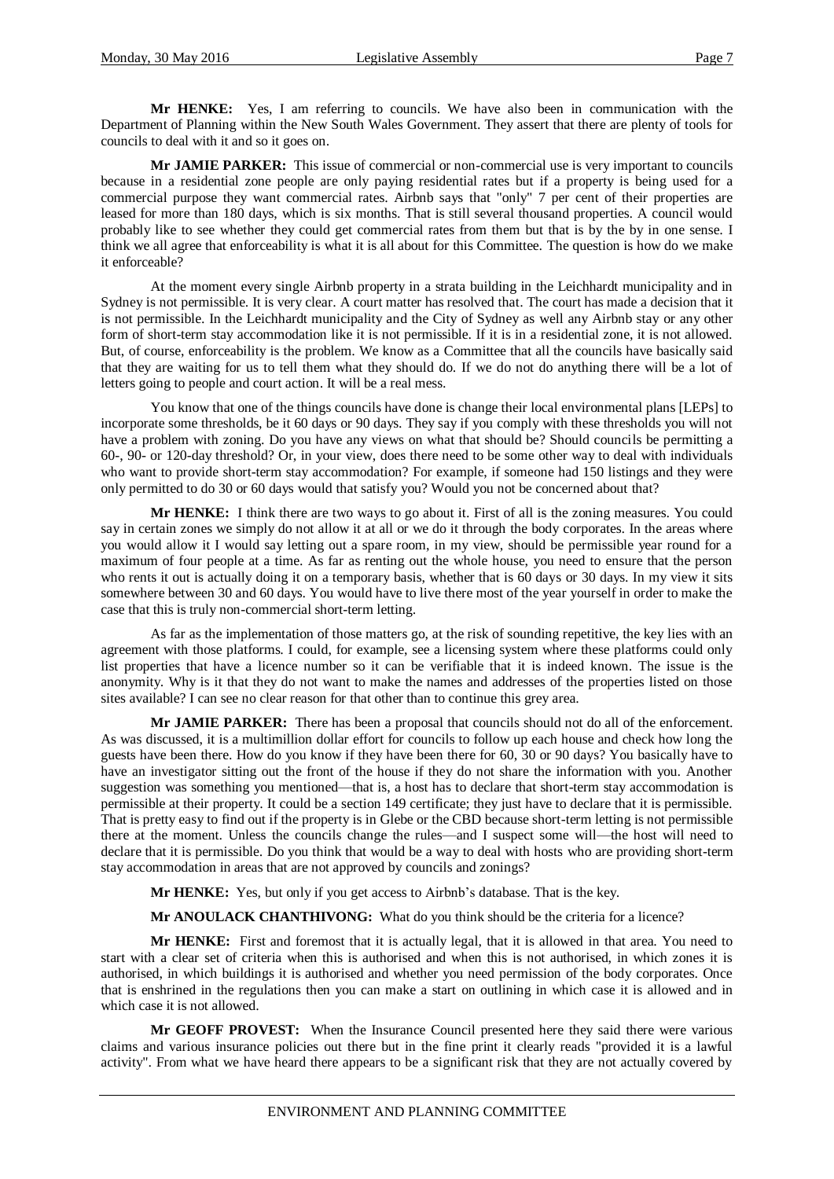**Mr HENKE:** Yes, I am referring to councils. We have also been in communication with the Department of Planning within the New South Wales Government. They assert that there are plenty of tools for councils to deal with it and so it goes on.

**Mr JAMIE PARKER:** This issue of commercial or non-commercial use is very important to councils because in a residential zone people are only paying residential rates but if a property is being used for a commercial purpose they want commercial rates. Airbnb says that "only" 7 per cent of their properties are leased for more than 180 days, which is six months. That is still several thousand properties. A council would probably like to see whether they could get commercial rates from them but that is by the by in one sense. I think we all agree that enforceability is what it is all about for this Committee. The question is how do we make it enforceable?

At the moment every single Airbnb property in a strata building in the Leichhardt municipality and in Sydney is not permissible. It is very clear. A court matter has resolved that. The court has made a decision that it is not permissible. In the Leichhardt municipality and the City of Sydney as well any Airbnb stay or any other form of short-term stay accommodation like it is not permissible. If it is in a residential zone, it is not allowed. But, of course, enforceability is the problem. We know as a Committee that all the councils have basically said that they are waiting for us to tell them what they should do. If we do not do anything there will be a lot of letters going to people and court action. It will be a real mess.

You know that one of the things councils have done is change their local environmental plans [LEPs] to incorporate some thresholds, be it 60 days or 90 days. They say if you comply with these thresholds you will not have a problem with zoning. Do you have any views on what that should be? Should councils be permitting a 60-, 90- or 120-day threshold? Or, in your view, does there need to be some other way to deal with individuals who want to provide short-term stay accommodation? For example, if someone had 150 listings and they were only permitted to do 30 or 60 days would that satisfy you? Would you not be concerned about that?

**Mr HENKE:** I think there are two ways to go about it. First of all is the zoning measures. You could say in certain zones we simply do not allow it at all or we do it through the body corporates. In the areas where you would allow it I would say letting out a spare room, in my view, should be permissible year round for a maximum of four people at a time. As far as renting out the whole house, you need to ensure that the person who rents it out is actually doing it on a temporary basis, whether that is 60 days or 30 days. In my view it sits somewhere between 30 and 60 days. You would have to live there most of the year yourself in order to make the case that this is truly non-commercial short-term letting.

As far as the implementation of those matters go, at the risk of sounding repetitive, the key lies with an agreement with those platforms. I could, for example, see a licensing system where these platforms could only list properties that have a licence number so it can be verifiable that it is indeed known. The issue is the anonymity. Why is it that they do not want to make the names and addresses of the properties listed on those sites available? I can see no clear reason for that other than to continue this grey area.

**Mr JAMIE PARKER:** There has been a proposal that councils should not do all of the enforcement. As was discussed, it is a multimillion dollar effort for councils to follow up each house and check how long the guests have been there. How do you know if they have been there for 60, 30 or 90 days? You basically have to have an investigator sitting out the front of the house if they do not share the information with you. Another suggestion was something you mentioned—that is, a host has to declare that short-term stay accommodation is permissible at their property. It could be a section 149 certificate; they just have to declare that it is permissible. That is pretty easy to find out if the property is in Glebe or the CBD because short-term letting is not permissible there at the moment. Unless the councils change the rules—and I suspect some will—the host will need to declare that it is permissible. Do you think that would be a way to deal with hosts who are providing short-term stay accommodation in areas that are not approved by councils and zonings?

**Mr HENKE:** Yes, but only if you get access to Airbnb's database. That is the key.

**Mr ANOULACK CHANTHIVONG:** What do you think should be the criteria for a licence?

**Mr HENKE:** First and foremost that it is actually legal, that it is allowed in that area. You need to start with a clear set of criteria when this is authorised and when this is not authorised, in which zones it is authorised, in which buildings it is authorised and whether you need permission of the body corporates. Once that is enshrined in the regulations then you can make a start on outlining in which case it is allowed and in which case it is not allowed.

**Mr GEOFF PROVEST:** When the Insurance Council presented here they said there were various claims and various insurance policies out there but in the fine print it clearly reads "provided it is a lawful activity". From what we have heard there appears to be a significant risk that they are not actually covered by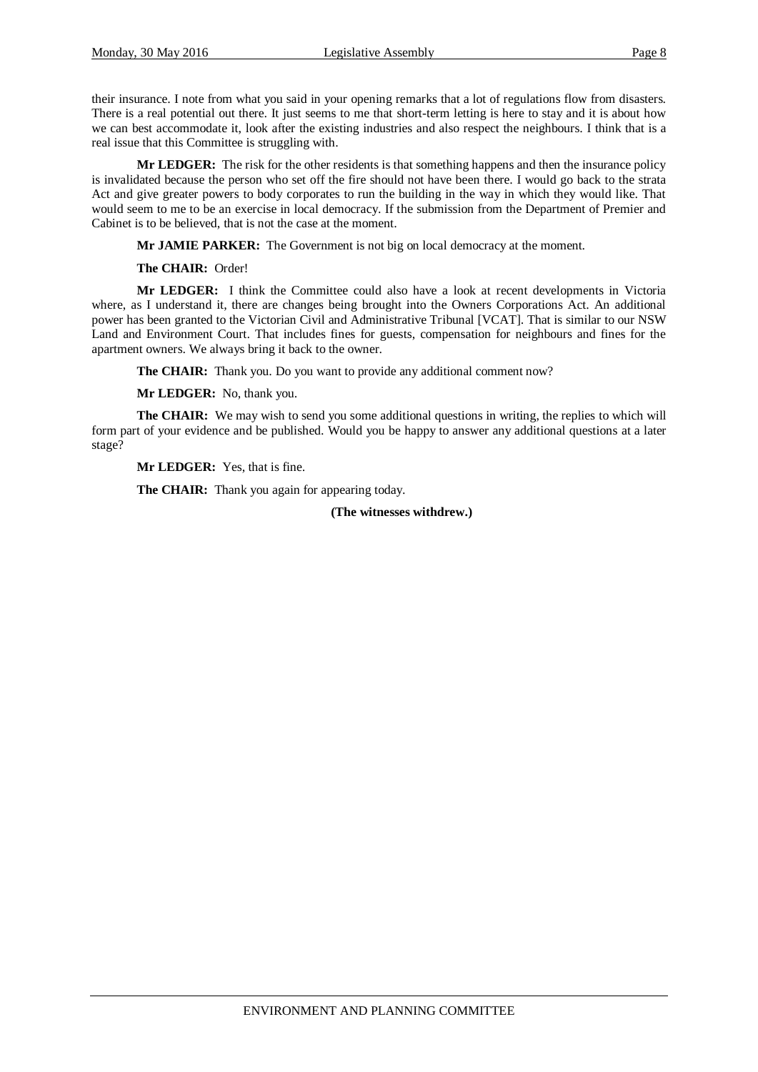their insurance. I note from what you said in your opening remarks that a lot of regulations flow from disasters. There is a real potential out there. It just seems to me that short-term letting is here to stay and it is about how we can best accommodate it, look after the existing industries and also respect the neighbours. I think that is a real issue that this Committee is struggling with.

**Mr LEDGER:** The risk for the other residents is that something happens and then the insurance policy is invalidated because the person who set off the fire should not have been there. I would go back to the strata Act and give greater powers to body corporates to run the building in the way in which they would like. That would seem to me to be an exercise in local democracy. If the submission from the Department of Premier and Cabinet is to be believed, that is not the case at the moment.

**Mr JAMIE PARKER:** The Government is not big on local democracy at the moment.

**The CHAIR:** Order!

**Mr LEDGER:** I think the Committee could also have a look at recent developments in Victoria where, as I understand it, there are changes being brought into the Owners Corporations Act. An additional power has been granted to the Victorian Civil and Administrative Tribunal [VCAT]. That is similar to our NSW Land and Environment Court. That includes fines for guests, compensation for neighbours and fines for the apartment owners. We always bring it back to the owner.

**The CHAIR:** Thank you. Do you want to provide any additional comment now?

**Mr LEDGER:** No, thank you.

**The CHAIR:** We may wish to send you some additional questions in writing, the replies to which will form part of your evidence and be published. Would you be happy to answer any additional questions at a later stage?

**Mr LEDGER:** Yes, that is fine.

**The CHAIR:** Thank you again for appearing today.

**(The witnesses withdrew.)**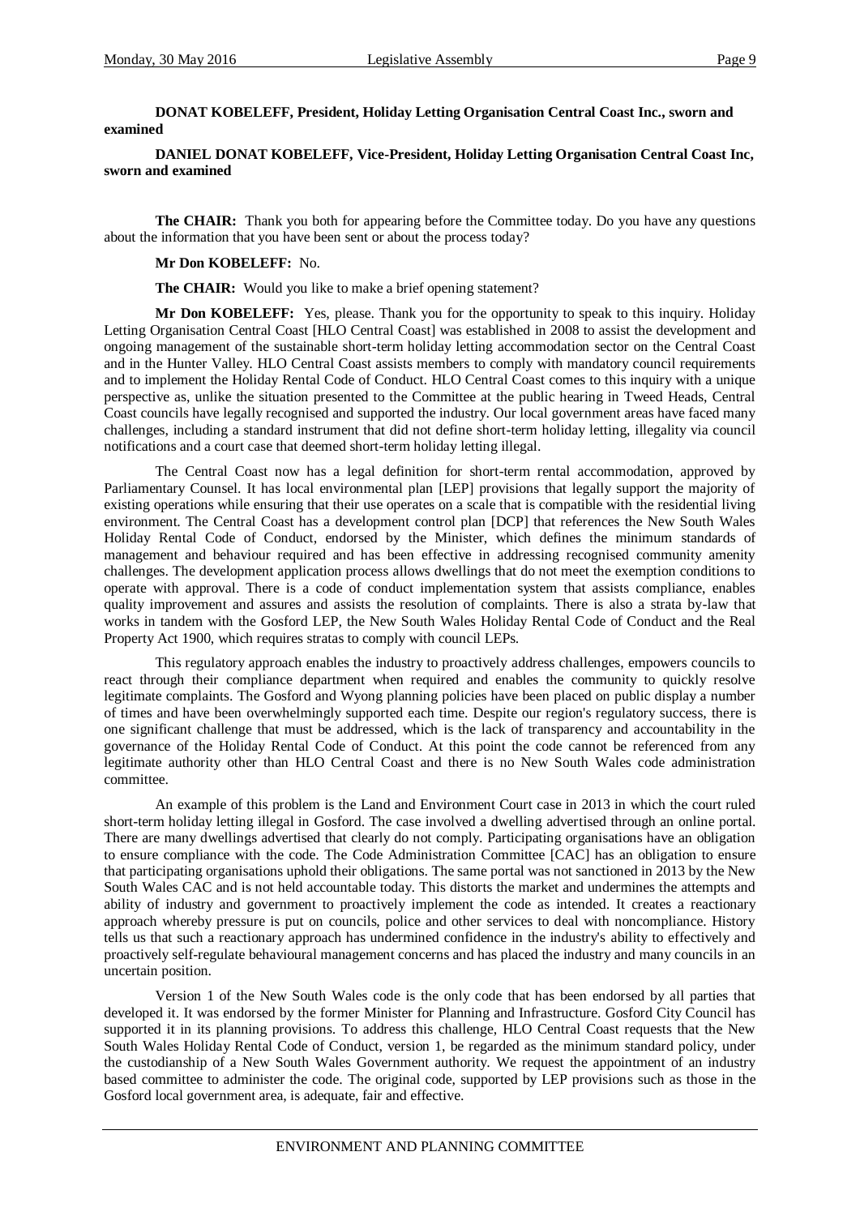**DONAT KOBELEFF, President, Holiday Letting Organisation Central Coast Inc., sworn and examined**

**DANIEL DONAT KOBELEFF, Vice-President, Holiday Letting Organisation Central Coast Inc, sworn and examined**

**The CHAIR:** Thank you both for appearing before the Committee today. Do you have any questions about the information that you have been sent or about the process today?

**Mr Don KOBELEFF:** No.

**The CHAIR:** Would you like to make a brief opening statement?

**Mr Don KOBELEFF:** Yes, please. Thank you for the opportunity to speak to this inquiry. Holiday Letting Organisation Central Coast [HLO Central Coast] was established in 2008 to assist the development and ongoing management of the sustainable short-term holiday letting accommodation sector on the Central Coast and in the Hunter Valley. HLO Central Coast assists members to comply with mandatory council requirements and to implement the Holiday Rental Code of Conduct. HLO Central Coast comes to this inquiry with a unique perspective as, unlike the situation presented to the Committee at the public hearing in Tweed Heads, Central Coast councils have legally recognised and supported the industry. Our local government areas have faced many challenges, including a standard instrument that did not define short-term holiday letting, illegality via council notifications and a court case that deemed short-term holiday letting illegal.

The Central Coast now has a legal definition for short-term rental accommodation, approved by Parliamentary Counsel. It has local environmental plan [LEP] provisions that legally support the majority of existing operations while ensuring that their use operates on a scale that is compatible with the residential living environment. The Central Coast has a development control plan [DCP] that references the New South Wales Holiday Rental Code of Conduct, endorsed by the Minister, which defines the minimum standards of management and behaviour required and has been effective in addressing recognised community amenity challenges. The development application process allows dwellings that do not meet the exemption conditions to operate with approval. There is a code of conduct implementation system that assists compliance, enables quality improvement and assures and assists the resolution of complaints. There is also a strata by-law that works in tandem with the Gosford LEP, the New South Wales Holiday Rental Code of Conduct and the Real Property Act 1900, which requires stratas to comply with council LEPs.

This regulatory approach enables the industry to proactively address challenges, empowers councils to react through their compliance department when required and enables the community to quickly resolve legitimate complaints. The Gosford and Wyong planning policies have been placed on public display a number of times and have been overwhelmingly supported each time. Despite our region's regulatory success, there is one significant challenge that must be addressed, which is the lack of transparency and accountability in the governance of the Holiday Rental Code of Conduct. At this point the code cannot be referenced from any legitimate authority other than HLO Central Coast and there is no New South Wales code administration committee.

An example of this problem is the Land and Environment Court case in 2013 in which the court ruled short-term holiday letting illegal in Gosford. The case involved a dwelling advertised through an online portal. There are many dwellings advertised that clearly do not comply. Participating organisations have an obligation to ensure compliance with the code. The Code Administration Committee [CAC] has an obligation to ensure that participating organisations uphold their obligations. The same portal was not sanctioned in 2013 by the New South Wales CAC and is not held accountable today. This distorts the market and undermines the attempts and ability of industry and government to proactively implement the code as intended. It creates a reactionary approach whereby pressure is put on councils, police and other services to deal with noncompliance. History tells us that such a reactionary approach has undermined confidence in the industry's ability to effectively and proactively self-regulate behavioural management concerns and has placed the industry and many councils in an uncertain position.

Version 1 of the New South Wales code is the only code that has been endorsed by all parties that developed it. It was endorsed by the former Minister for Planning and Infrastructure. Gosford City Council has supported it in its planning provisions. To address this challenge, HLO Central Coast requests that the New South Wales Holiday Rental Code of Conduct, version 1, be regarded as the minimum standard policy, under the custodianship of a New South Wales Government authority. We request the appointment of an industry based committee to administer the code. The original code, supported by LEP provisions such as those in the Gosford local government area, is adequate, fair and effective.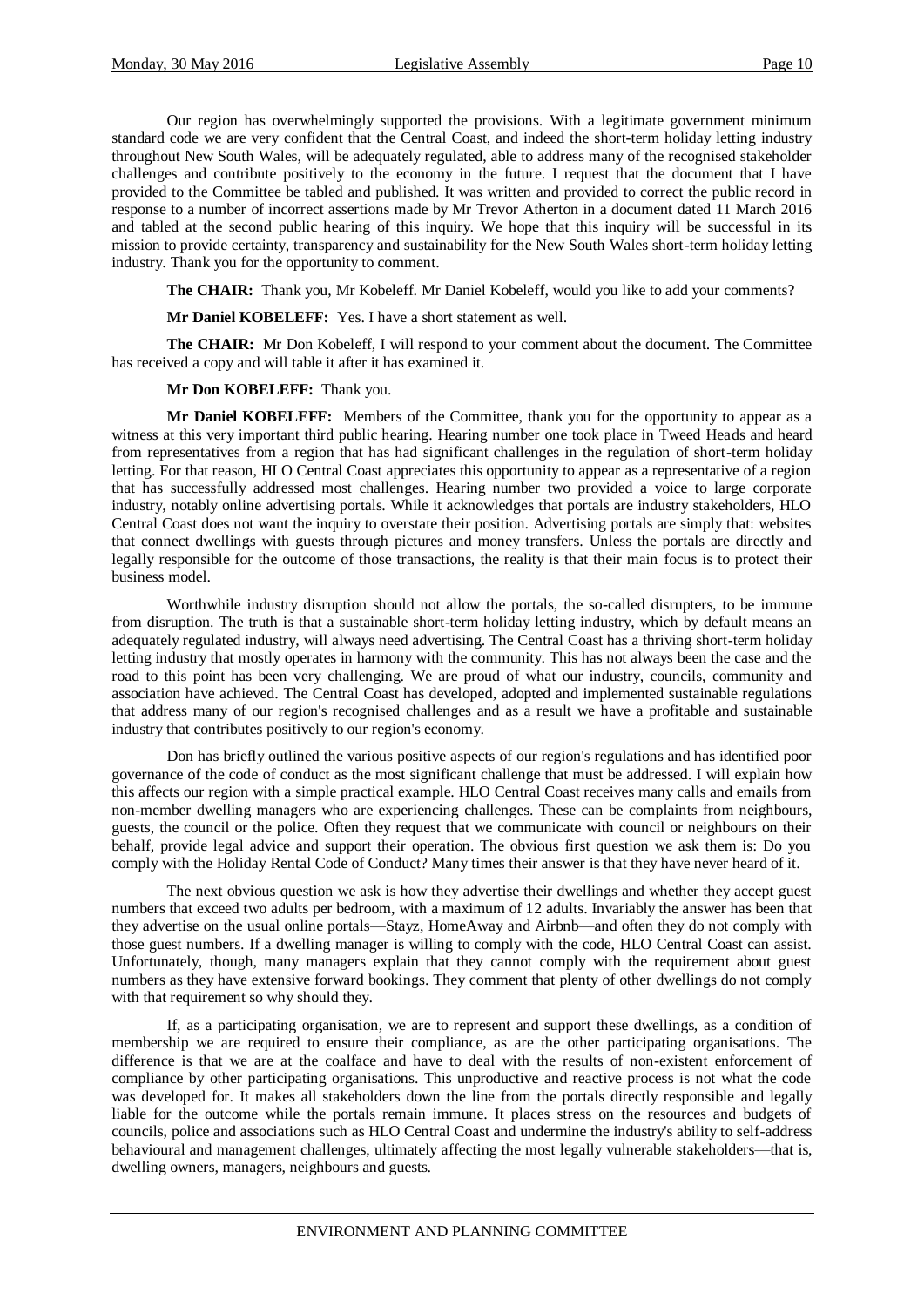Our region has overwhelmingly supported the provisions. With a legitimate government minimum standard code we are very confident that the Central Coast, and indeed the short-term holiday letting industry throughout New South Wales, will be adequately regulated, able to address many of the recognised stakeholder challenges and contribute positively to the economy in the future. I request that the document that I have provided to the Committee be tabled and published. It was written and provided to correct the public record in response to a number of incorrect assertions made by Mr Trevor Atherton in a document dated 11 March 2016 and tabled at the second public hearing of this inquiry. We hope that this inquiry will be successful in its mission to provide certainty, transparency and sustainability for the New South Wales short-term holiday letting industry. Thank you for the opportunity to comment.

**The CHAIR:** Thank you, Mr Kobeleff. Mr Daniel Kobeleff, would you like to add your comments?

**Mr Daniel KOBELEFF:** Yes. I have a short statement as well.

**The CHAIR:** Mr Don Kobeleff, I will respond to your comment about the document. The Committee has received a copy and will table it after it has examined it.

**Mr Don KOBELEFF:** Thank you.

**Mr Daniel KOBELEFF:** Members of the Committee, thank you for the opportunity to appear as a witness at this very important third public hearing. Hearing number one took place in Tweed Heads and heard from representatives from a region that has had significant challenges in the regulation of short-term holiday letting. For that reason, HLO Central Coast appreciates this opportunity to appear as a representative of a region that has successfully addressed most challenges. Hearing number two provided a voice to large corporate industry, notably online advertising portals. While it acknowledges that portals are industry stakeholders, HLO Central Coast does not want the inquiry to overstate their position. Advertising portals are simply that: websites that connect dwellings with guests through pictures and money transfers. Unless the portals are directly and legally responsible for the outcome of those transactions, the reality is that their main focus is to protect their business model.

Worthwhile industry disruption should not allow the portals, the so-called disrupters, to be immune from disruption. The truth is that a sustainable short-term holiday letting industry, which by default means an adequately regulated industry, will always need advertising. The Central Coast has a thriving short-term holiday letting industry that mostly operates in harmony with the community. This has not always been the case and the road to this point has been very challenging. We are proud of what our industry, councils, community and association have achieved. The Central Coast has developed, adopted and implemented sustainable regulations that address many of our region's recognised challenges and as a result we have a profitable and sustainable industry that contributes positively to our region's economy.

Don has briefly outlined the various positive aspects of our region's regulations and has identified poor governance of the code of conduct as the most significant challenge that must be addressed. I will explain how this affects our region with a simple practical example. HLO Central Coast receives many calls and emails from non-member dwelling managers who are experiencing challenges. These can be complaints from neighbours, guests, the council or the police. Often they request that we communicate with council or neighbours on their behalf, provide legal advice and support their operation. The obvious first question we ask them is: Do you comply with the Holiday Rental Code of Conduct? Many times their answer is that they have never heard of it.

The next obvious question we ask is how they advertise their dwellings and whether they accept guest numbers that exceed two adults per bedroom, with a maximum of 12 adults. Invariably the answer has been that they advertise on the usual online portals—Stayz, HomeAway and Airbnb—and often they do not comply with those guest numbers. If a dwelling manager is willing to comply with the code, HLO Central Coast can assist. Unfortunately, though, many managers explain that they cannot comply with the requirement about guest numbers as they have extensive forward bookings. They comment that plenty of other dwellings do not comply with that requirement so why should they.

If, as a participating organisation, we are to represent and support these dwellings, as a condition of membership we are required to ensure their compliance, as are the other participating organisations. The difference is that we are at the coalface and have to deal with the results of non-existent enforcement of compliance by other participating organisations. This unproductive and reactive process is not what the code was developed for. It makes all stakeholders down the line from the portals directly responsible and legally liable for the outcome while the portals remain immune. It places stress on the resources and budgets of councils, police and associations such as HLO Central Coast and undermine the industry's ability to self-address behavioural and management challenges, ultimately affecting the most legally vulnerable stakeholders—that is, dwelling owners, managers, neighbours and guests.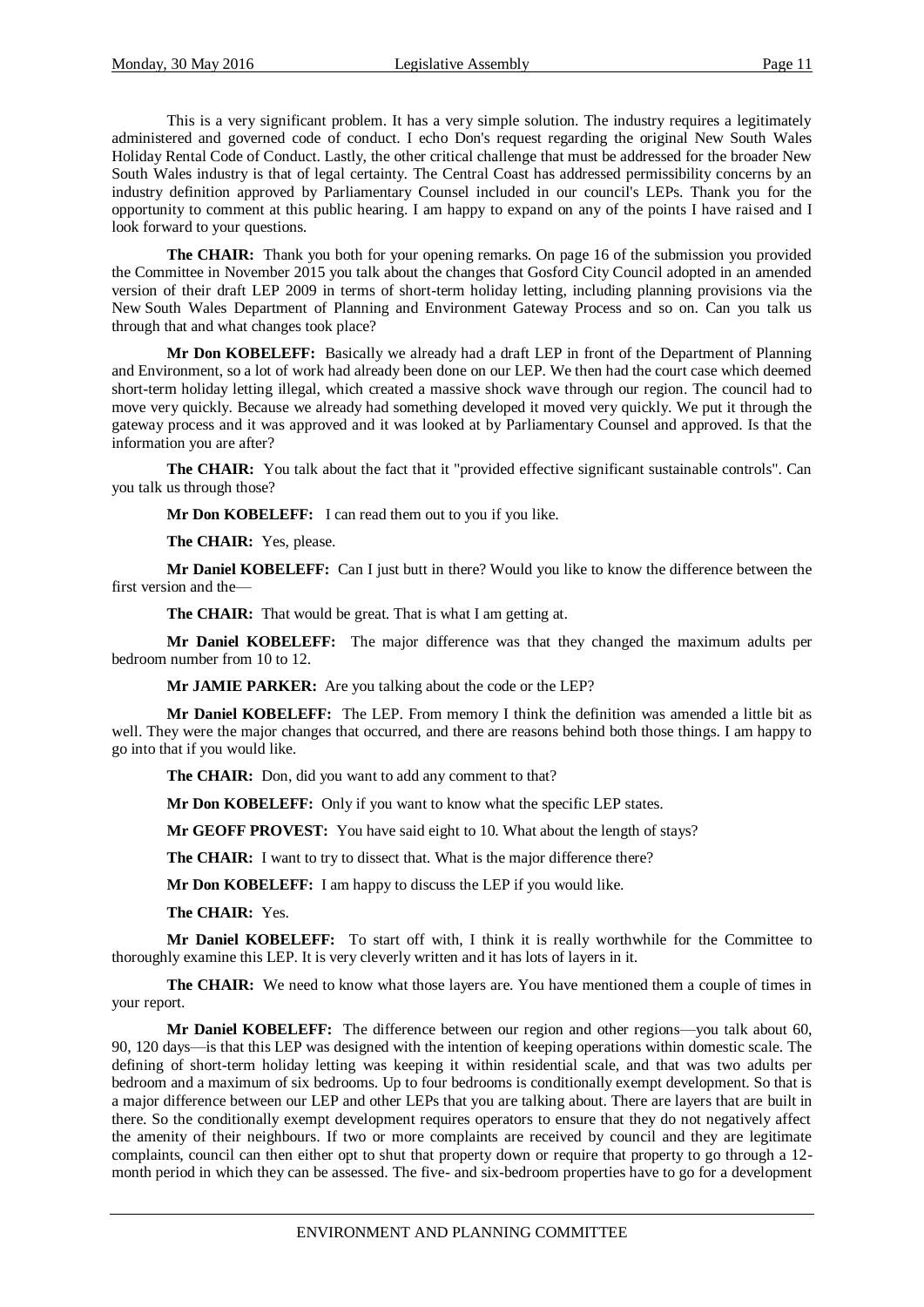This is a very significant problem. It has a very simple solution. The industry requires a legitimately administered and governed code of conduct. I echo Don's request regarding the original New South Wales Holiday Rental Code of Conduct. Lastly, the other critical challenge that must be addressed for the broader New South Wales industry is that of legal certainty. The Central Coast has addressed permissibility concerns by an industry definition approved by Parliamentary Counsel included in our council's LEPs. Thank you for the opportunity to comment at this public hearing. I am happy to expand on any of the points I have raised and I look forward to your questions.

**The CHAIR:** Thank you both for your opening remarks. On page 16 of the submission you provided the Committee in November 2015 you talk about the changes that Gosford City Council adopted in an amended version of their draft LEP 2009 in terms of short-term holiday letting, including planning provisions via the New South Wales Department of Planning and Environment Gateway Process and so on. Can you talk us through that and what changes took place?

**Mr Don KOBELEFF:** Basically we already had a draft LEP in front of the Department of Planning and Environment, so a lot of work had already been done on our LEP. We then had the court case which deemed short-term holiday letting illegal, which created a massive shock wave through our region. The council had to move very quickly. Because we already had something developed it moved very quickly. We put it through the gateway process and it was approved and it was looked at by Parliamentary Counsel and approved. Is that the information you are after?

**The CHAIR:** You talk about the fact that it "provided effective significant sustainable controls". Can you talk us through those?

**Mr Don KOBELEFF:** I can read them out to you if you like.

**The CHAIR:** Yes, please.

**Mr Daniel KOBELEFF:** Can I just butt in there? Would you like to know the difference between the first version and the—

**The CHAIR:** That would be great. That is what I am getting at.

**Mr Daniel KOBELEFF:** The major difference was that they changed the maximum adults per bedroom number from 10 to 12.

**Mr JAMIE PARKER:** Are you talking about the code or the LEP?

**Mr Daniel KOBELEFF:** The LEP. From memory I think the definition was amended a little bit as well. They were the major changes that occurred, and there are reasons behind both those things. I am happy to go into that if you would like.

**The CHAIR:** Don, did you want to add any comment to that?

**Mr Don KOBELEFF:** Only if you want to know what the specific LEP states.

**Mr GEOFF PROVEST:** You have said eight to 10. What about the length of stays?

**The CHAIR:** I want to try to dissect that. What is the major difference there?

**Mr Don KOBELEFF:** I am happy to discuss the LEP if you would like.

**The CHAIR:** Yes.

**Mr Daniel KOBELEFF:** To start off with, I think it is really worthwhile for the Committee to thoroughly examine this LEP. It is very cleverly written and it has lots of layers in it.

**The CHAIR:** We need to know what those layers are. You have mentioned them a couple of times in your report.

**Mr Daniel KOBELEFF:** The difference between our region and other regions—you talk about 60, 90, 120 days—is that this LEP was designed with the intention of keeping operations within domestic scale. The defining of short-term holiday letting was keeping it within residential scale, and that was two adults per bedroom and a maximum of six bedrooms. Up to four bedrooms is conditionally exempt development. So that is a major difference between our LEP and other LEPs that you are talking about. There are layers that are built in there. So the conditionally exempt development requires operators to ensure that they do not negatively affect the amenity of their neighbours. If two or more complaints are received by council and they are legitimate complaints, council can then either opt to shut that property down or require that property to go through a 12-month period in which they can be assessed. The five- and six-bedroom properties have to go for a development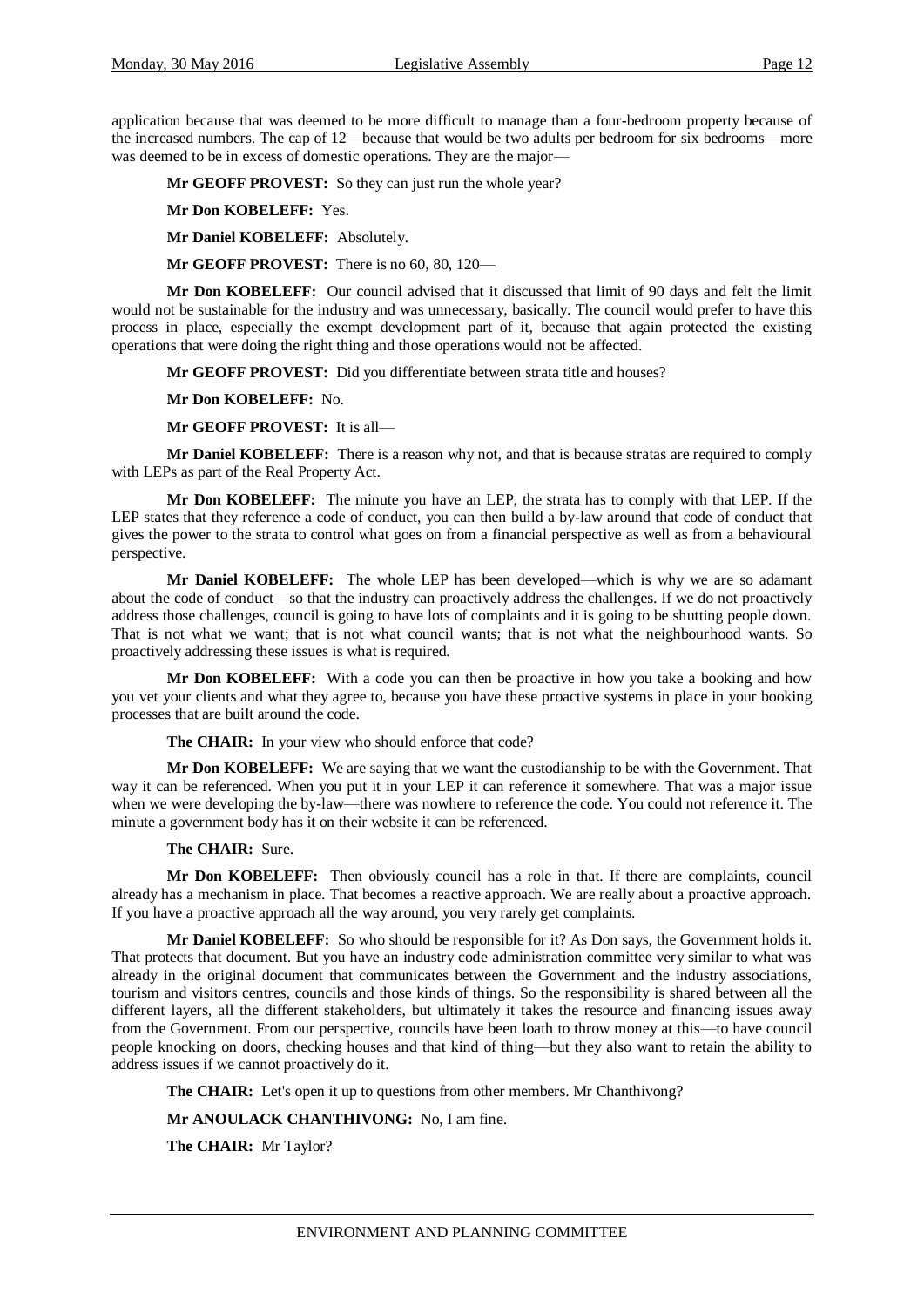application because that was deemed to be more difficult to manage than a four-bedroom property because of the increased numbers. The cap of 12—because that would be two adults per bedroom for six bedrooms—more was deemed to be in excess of domestic operations. They are the major—

**Mr GEOFF PROVEST:** So they can just run the whole year?

**Mr Don KOBELEFF:** Yes.

**Mr Daniel KOBELEFF:** Absolutely.

**Mr GEOFF PROVEST:** There is no 60, 80, 120—

**Mr Don KOBELEFF:** Our council advised that it discussed that limit of 90 days and felt the limit would not be sustainable for the industry and was unnecessary, basically. The council would prefer to have this process in place, especially the exempt development part of it, because that again protected the existing operations that were doing the right thing and those operations would not be affected.

**Mr GEOFF PROVEST:** Did you differentiate between strata title and houses?

**Mr Don KOBELEFF:** No.

**Mr GEOFF PROVEST:** It is all—

**Mr Daniel KOBELEFF:** There is a reason why not, and that is because stratas are required to comply with LEPs as part of the Real Property Act.

**Mr Don KOBELEFF:** The minute you have an LEP, the strata has to comply with that LEP. If the LEP states that they reference a code of conduct, you can then build a by-law around that code of conduct that gives the power to the strata to control what goes on from a financial perspective as well as from a behavioural perspective.

**Mr Daniel KOBELEFF:** The whole LEP has been developed—which is why we are so adamant about the code of conduct—so that the industry can proactively address the challenges. If we do not proactively address those challenges, council is going to have lots of complaints and it is going to be shutting people down. That is not what we want; that is not what council wants; that is not what the neighbourhood wants. So proactively addressing these issues is what is required.

**Mr Don KOBELEFF:** With a code you can then be proactive in how you take a booking and how you vet your clients and what they agree to, because you have these proactive systems in place in your booking processes that are built around the code.

**The CHAIR:** In your view who should enforce that code?

**Mr Don KOBELEFF:** We are saying that we want the custodianship to be with the Government. That way it can be referenced. When you put it in your LEP it can reference it somewhere. That was a major issue when we were developing the by-law—there was nowhere to reference the code. You could not reference it. The minute a government body has it on their website it can be referenced.

**The CHAIR:** Sure.

**Mr Don KOBELEFF:** Then obviously council has a role in that. If there are complaints, council already has a mechanism in place. That becomes a reactive approach. We are really about a proactive approach. If you have a proactive approach all the way around, you very rarely get complaints.

**Mr Daniel KOBELEFF:** So who should be responsible for it? As Don says, the Government holds it. That protects that document. But you have an industry code administration committee very similar to what was already in the original document that communicates between the Government and the industry associations, tourism and visitors centres, councils and those kinds of things. So the responsibility is shared between all the different layers, all the different stakeholders, but ultimately it takes the resource and financing issues away from the Government. From our perspective, councils have been loath to throw money at this—to have council people knocking on doors, checking houses and that kind of thing—but they also want to retain the ability to address issues if we cannot proactively do it.

**The CHAIR:** Let's open it up to questions from other members. Mr Chanthivong?

**Mr ANOULACK CHANTHIVONG:** No, I am fine.

**The CHAIR:** Mr Taylor?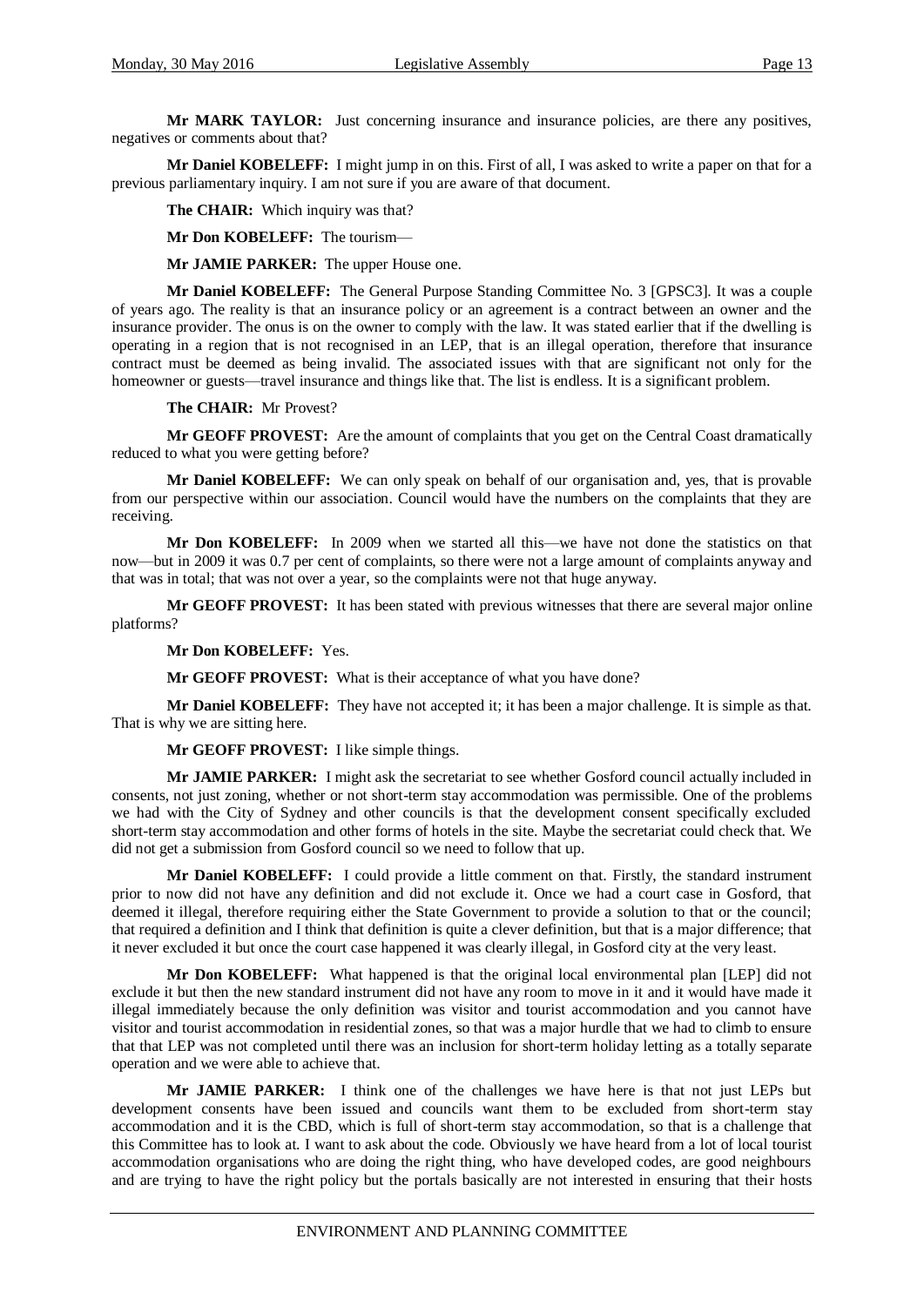**Mr MARK TAYLOR:** Just concerning insurance and insurance policies, are there any positives, negatives or comments about that?

**Mr Daniel KOBELEFF:** I might jump in on this. First of all, I was asked to write a paper on that for a previous parliamentary inquiry. I am not sure if you are aware of that document.

**The CHAIR:** Which inquiry was that?

**Mr Don KOBELEFF:** The tourism—

**Mr JAMIE PARKER:** The upper House one.

**Mr Daniel KOBELEFF:** The General Purpose Standing Committee No. 3 [GPSC3]. It was a couple of years ago. The reality is that an insurance policy or an agreement is a contract between an owner and the insurance provider. The onus is on the owner to comply with the law. It was stated earlier that if the dwelling is operating in a region that is not recognised in an LEP, that is an illegal operation, therefore that insurance contract must be deemed as being invalid. The associated issues with that are significant not only for the homeowner or guests—travel insurance and things like that. The list is endless. It is a significant problem.

**The CHAIR:** Mr Provest?

**Mr GEOFF PROVEST:** Are the amount of complaints that you get on the Central Coast dramatically reduced to what you were getting before?

**Mr Daniel KOBELEFF:** We can only speak on behalf of our organisation and, yes, that is provable from our perspective within our association. Council would have the numbers on the complaints that they are receiving.

**Mr Don KOBELEFF:** In 2009 when we started all this—we have not done the statistics on that now—but in 2009 it was 0.7 per cent of complaints, so there were not a large amount of complaints anyway and that was in total; that was not over a year, so the complaints were not that huge anyway.

**Mr GEOFF PROVEST:** It has been stated with previous witnesses that there are several major online platforms?

**Mr Don KOBELEFF:** Yes.

**Mr GEOFF PROVEST:** What is their acceptance of what you have done?

**Mr Daniel KOBELEFF:** They have not accepted it; it has been a major challenge. It is simple as that. That is why we are sitting here.

**Mr GEOFF PROVEST:** I like simple things.

**Mr JAMIE PARKER:** I might ask the secretariat to see whether Gosford council actually included in consents, not just zoning, whether or not short-term stay accommodation was permissible. One of the problems we had with the City of Sydney and other councils is that the development consent specifically excluded short-term stay accommodation and other forms of hotels in the site. Maybe the secretariat could check that. We did not get a submission from Gosford council so we need to follow that up.

**Mr Daniel KOBELEFF:** I could provide a little comment on that. Firstly, the standard instrument prior to now did not have any definition and did not exclude it. Once we had a court case in Gosford, that deemed it illegal, therefore requiring either the State Government to provide a solution to that or the council; that required a definition and I think that definition is quite a clever definition, but that is a major difference; that it never excluded it but once the court case happened it was clearly illegal, in Gosford city at the very least.

**Mr Don KOBELEFF:** What happened is that the original local environmental plan [LEP] did not exclude it but then the new standard instrument did not have any room to move in it and it would have made it illegal immediately because the only definition was visitor and tourist accommodation and you cannot have visitor and tourist accommodation in residential zones, so that was a major hurdle that we had to climb to ensure that that LEP was not completed until there was an inclusion for short-term holiday letting as a totally separate operation and we were able to achieve that.

**Mr JAMIE PARKER:** I think one of the challenges we have here is that not just LEPs but development consents have been issued and councils want them to be excluded from short-term stay accommodation and it is the CBD, which is full of short-term stay accommodation, so that is a challenge that this Committee has to look at. I want to ask about the code. Obviously we have heard from a lot of local tourist accommodation organisations who are doing the right thing, who have developed codes, are good neighbours and are trying to have the right policy but the portals basically are not interested in ensuring that their hosts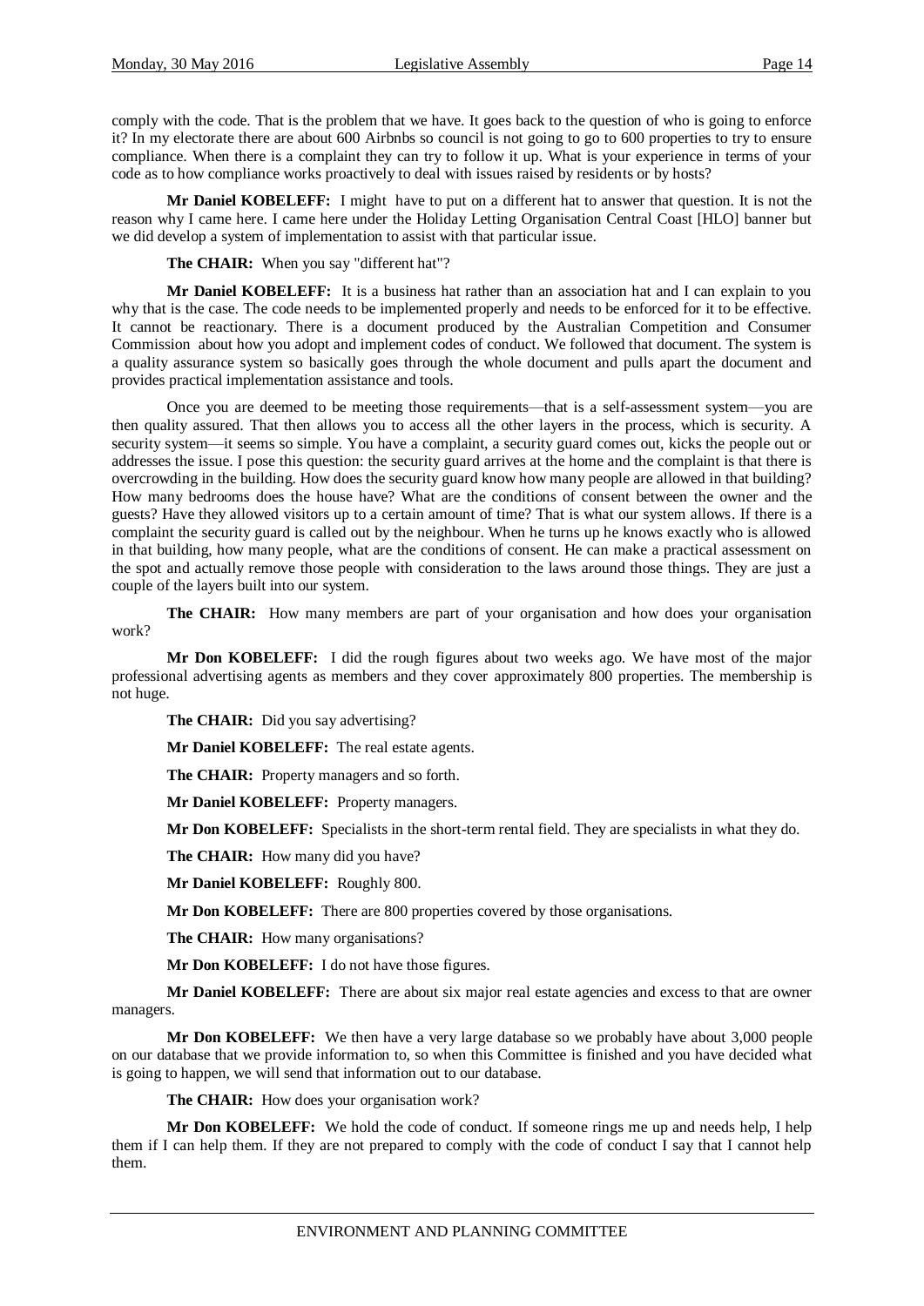comply with the code. That is the problem that we have. It goes back to the question of who is going to enforce it? In my electorate there are about 600 Airbnbs so council is not going to go to 600 properties to try to ensure compliance. When there is a complaint they can try to follow it up. What is your experience in terms of your code as to how compliance works proactively to deal with issues raised by residents or by hosts?

**Mr Daniel KOBELEFF:** I might have to put on a different hat to answer that question. It is not the reason why I came here. I came here under the Holiday Letting Organisation Central Coast [HLO] banner but we did develop a system of implementation to assist with that particular issue.

**The CHAIR:** When you say "different hat"?

**Mr Daniel KOBELEFF:** It is a business hat rather than an association hat and I can explain to you why that is the case. The code needs to be implemented properly and needs to be enforced for it to be effective. It cannot be reactionary. There is a document produced by the Australian Competition and Consumer Commission about how you adopt and implement codes of conduct. We followed that document. The system is a quality assurance system so basically goes through the whole document and pulls apart the document and provides practical implementation assistance and tools.

Once you are deemed to be meeting those requirements—that is a self-assessment system—you are then quality assured. That then allows you to access all the other layers in the process, which is security. A security system—it seems so simple. You have a complaint, a security guard comes out, kicks the people out or addresses the issue. I pose this question: the security guard arrives at the home and the complaint is that there is overcrowding in the building. How does the security guard know how many people are allowed in that building? How many bedrooms does the house have? What are the conditions of consent between the owner and the guests? Have they allowed visitors up to a certain amount of time? That is what our system allows. If there is a complaint the security guard is called out by the neighbour. When he turns up he knows exactly who is allowed in that building, how many people, what are the conditions of consent. He can make a practical assessment on the spot and actually remove those people with consideration to the laws around those things. They are just a couple of the layers built into our system.

**The CHAIR:** How many members are part of your organisation and how does your organisation work?

**Mr Don KOBELEFF:** I did the rough figures about two weeks ago. We have most of the major professional advertising agents as members and they cover approximately 800 properties. The membership is not huge.

**The CHAIR:** Did you say advertising?

**Mr Daniel KOBELEFF:** The real estate agents.

**The CHAIR:** Property managers and so forth.

**Mr Daniel KOBELEFF:** Property managers.

**Mr Don KOBELEFF:** Specialists in the short-term rental field. They are specialists in what they do.

**The CHAIR:** How many did you have?

**Mr Daniel KOBELEFF:** Roughly 800.

**Mr Don KOBELEFF:** There are 800 properties covered by those organisations.

**The CHAIR:** How many organisations?

**Mr Don KOBELEFF:** I do not have those figures.

**Mr Daniel KOBELEFF:** There are about six major real estate agencies and excess to that are owner managers.

**Mr Don KOBELEFF:** We then have a very large database so we probably have about 3,000 people on our database that we provide information to, so when this Committee is finished and you have decided what is going to happen, we will send that information out to our database.

**The CHAIR:** How does your organisation work?

**Mr Don KOBELEFF:** We hold the code of conduct. If someone rings me up and needs help, I help them if I can help them. If they are not prepared to comply with the code of conduct I say that I cannot help them.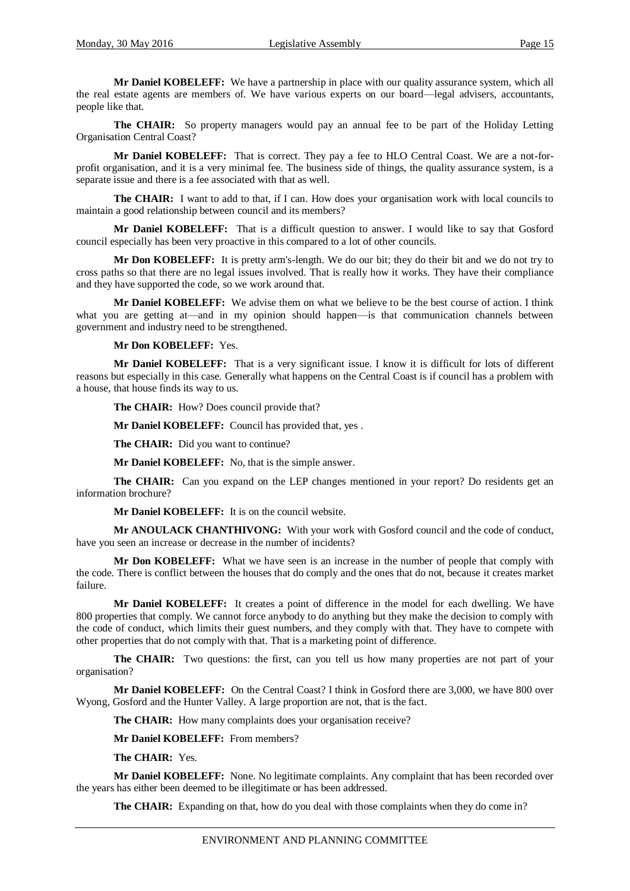**Mr Daniel KOBELEFF:** We have a partnership in place with our quality assurance system, which all the real estate agents are members of. We have various experts on our board—legal advisers, accountants, people like that.

**The CHAIR:** So property managers would pay an annual fee to be part of the Holiday Letting Organisation Central Coast?

**Mr Daniel KOBELEFF:** That is correct. They pay a fee to HLO Central Coast. We are a not-for-profit organisation, and it is a very minimal fee. The business side of things, the quality assurance system, is a separate issue and there is a fee associated with that as well.

**The CHAIR:** I want to add to that, if I can. How does your organisation work with local councils to maintain a good relationship between council and its members?

**Mr Daniel KOBELEFF:** That is a difficult question to answer. I would like to say that Gosford council especially has been very proactive in this compared to a lot of other councils.

**Mr Don KOBELEFF:** It is pretty arm's-length. We do our bit; they do their bit and we do not try to cross paths so that there are no legal issues involved. That is really how it works. They have their compliance and they have supported the code, so we work around that.

**Mr Daniel KOBELEFF:** We advise them on what we believe to be the best course of action. I think what you are getting at—and in my opinion should happen—is that communication channels between government and industry need to be strengthened.

**Mr Don KOBELEFF:** Yes.

**Mr Daniel KOBELEFF:** That is a very significant issue. I know it is difficult for lots of different reasons but especially in this case. Generally what happens on the Central Coast is if council has a problem with a house, that house finds its way to us.

**The CHAIR:** How? Does council provide that?

**Mr Daniel KOBELEFF:** Council has provided that, yes .

**The CHAIR:** Did you want to continue?

**Mr Daniel KOBELEFF:** No, that is the simple answer.

**The CHAIR:** Can you expand on the LEP changes mentioned in your report? Do residents get an information brochure?

**Mr Daniel KOBELEFF:** It is on the council website.

**Mr ANOULACK CHANTHIVONG:** With your work with Gosford council and the code of conduct, have you seen an increase or decrease in the number of incidents?

**Mr Don KOBELEFF:** What we have seen is an increase in the number of people that comply with the code. There is conflict between the houses that do comply and the ones that do not, because it creates market failure.

**Mr Daniel KOBELEFF:** It creates a point of difference in the model for each dwelling. We have 800 properties that comply. We cannot force anybody to do anything but they make the decision to comply with the code of conduct, which limits their guest numbers, and they comply with that. They have to compete with other properties that do not comply with that. That is a marketing point of difference.

**The CHAIR:** Two questions: the first, can you tell us how many properties are not part of your organisation?

**Mr Daniel KOBELEFF:** On the Central Coast? I think in Gosford there are 3,000, we have 800 over Wyong, Gosford and the Hunter Valley. A large proportion are not, that is the fact.

**The CHAIR:** How many complaints does your organisation receive?

**Mr Daniel KOBELEFF:** From members?

**The CHAIR:** Yes.

**Mr Daniel KOBELEFF:** None. No legitimate complaints. Any complaint that has been recorded over the years has either been deemed to be illegitimate or has been addressed.

**The CHAIR:** Expanding on that, how do you deal with those complaints when they do come in?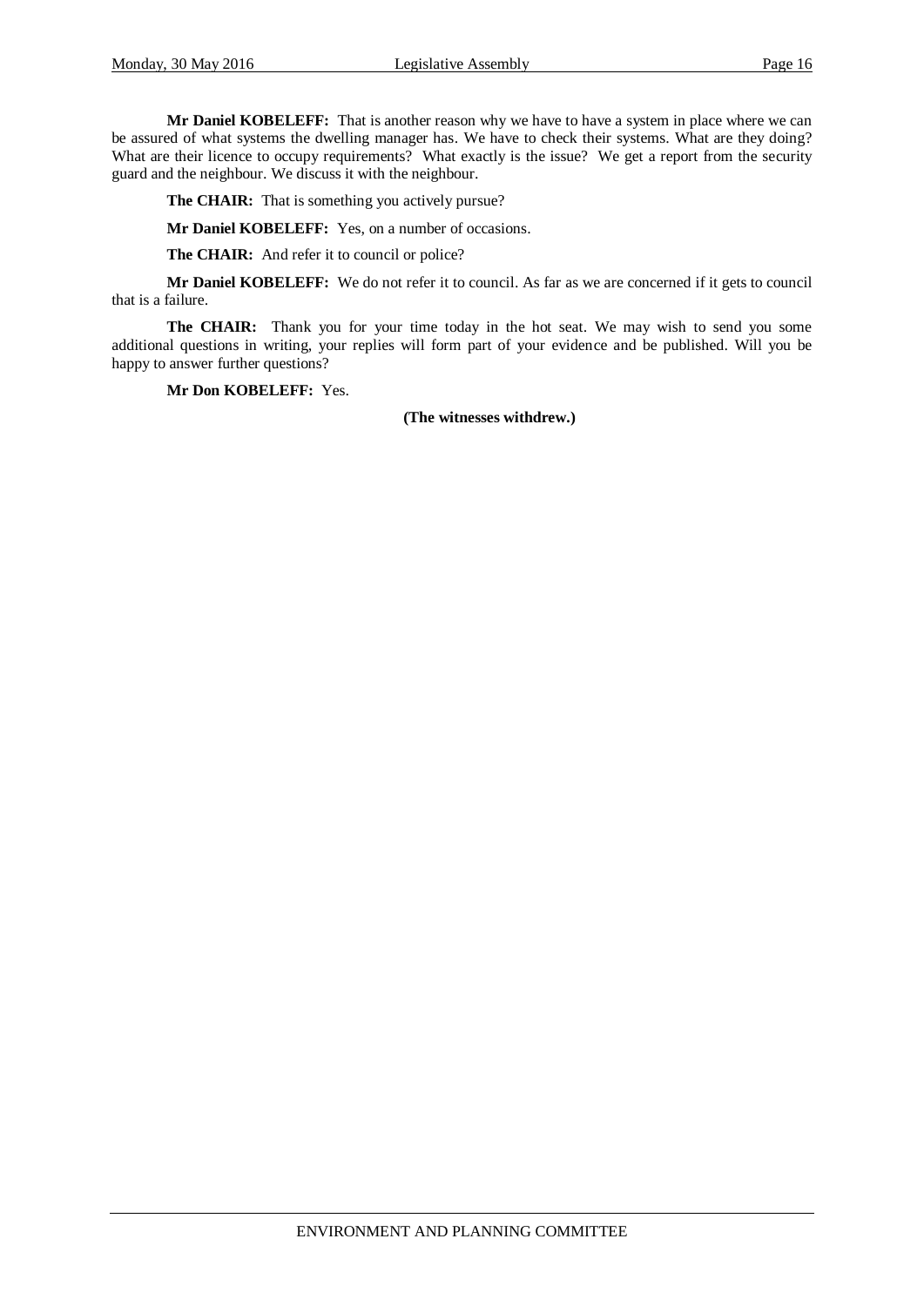**Mr Daniel KOBELEFF:** That is another reason why we have to have a system in place where we can be assured of what systems the dwelling manager has. We have to check their systems. What are they doing? What are their licence to occupy requirements? What exactly is the issue? We get a report from the security guard and the neighbour. We discuss it with the neighbour.

**The CHAIR:** That is something you actively pursue?

**Mr Daniel KOBELEFF:** Yes, on a number of occasions.

**The CHAIR:** And refer it to council or police?

**Mr Daniel KOBELEFF:** We do not refer it to council. As far as we are concerned if it gets to council that is a failure.

**The CHAIR:** Thank you for your time today in the hot seat. We may wish to send you some additional questions in writing, your replies will form part of your evidence and be published. Will you be happy to answer further questions?

**Mr Don KOBELEFF:** Yes.

**(The witnesses withdrew.)**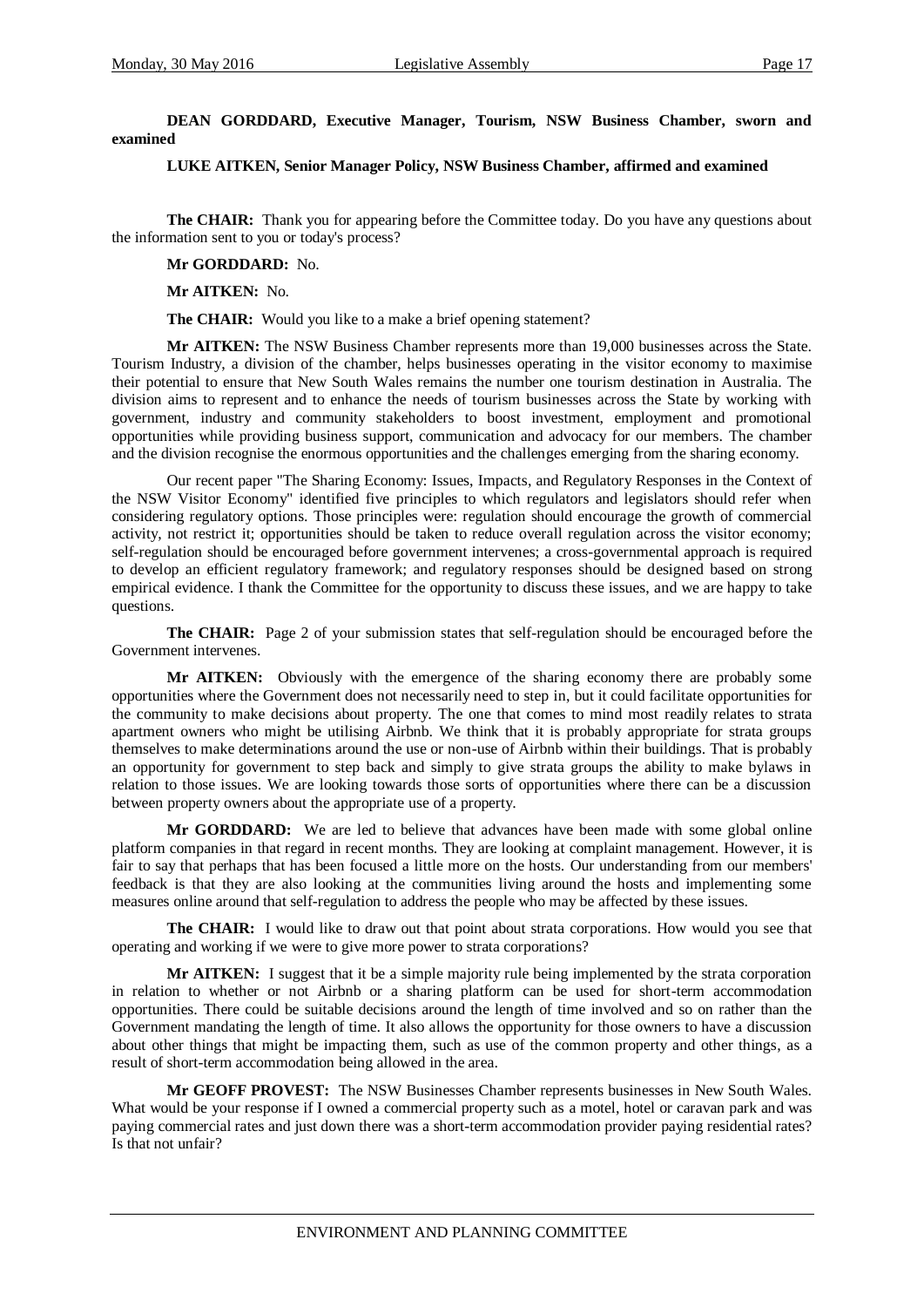**DEAN GORDDARD, Executive Manager, Tourism, NSW Business Chamber, sworn and examined**

**LUKE AITKEN, Senior Manager Policy, NSW Business Chamber, affirmed and examined**

**The CHAIR:** Thank you for appearing before the Committee today. Do you have any questions about the information sent to you or today's process?

**Mr GORDDARD:** No.

**Mr AITKEN:** No.

**The CHAIR:** Would you like to a make a brief opening statement?

**Mr AITKEN:** The NSW Business Chamber represents more than 19,000 businesses across the State. Tourism Industry, a division of the chamber, helps businesses operating in the visitor economy to maximise their potential to ensure that New South Wales remains the number one tourism destination in Australia. The division aims to represent and to enhance the needs of tourism businesses across the State by working with government, industry and community stakeholders to boost investment, employment and promotional opportunities while providing business support, communication and advocacy for our members. The chamber and the division recognise the enormous opportunities and the challenges emerging from the sharing economy.

Our recent paper "The Sharing Economy: Issues, Impacts, and Regulatory Responses in the Context of the NSW Visitor Economy" identified five principles to which regulators and legislators should refer when considering regulatory options. Those principles were: regulation should encourage the growth of commercial activity, not restrict it; opportunities should be taken to reduce overall regulation across the visitor economy; self-regulation should be encouraged before government intervenes; a cross-governmental approach is required to develop an efficient regulatory framework; and regulatory responses should be designed based on strong empirical evidence. I thank the Committee for the opportunity to discuss these issues, and we are happy to take questions.

**The CHAIR:** Page 2 of your submission states that self-regulation should be encouraged before the Government intervenes.

**Mr AITKEN:** Obviously with the emergence of the sharing economy there are probably some opportunities where the Government does not necessarily need to step in, but it could facilitate opportunities for the community to make decisions about property. The one that comes to mind most readily relates to strata apartment owners who might be utilising Airbnb. We think that it is probably appropriate for strata groups themselves to make determinations around the use or non-use of Airbnb within their buildings. That is probably an opportunity for government to step back and simply to give strata groups the ability to make bylaws in relation to those issues. We are looking towards those sorts of opportunities where there can be a discussion between property owners about the appropriate use of a property.

**Mr GORDDARD:** We are led to believe that advances have been made with some global online platform companies in that regard in recent months. They are looking at complaint management. However, it is fair to say that perhaps that has been focused a little more on the hosts. Our understanding from our members' feedback is that they are also looking at the communities living around the hosts and implementing some measures online around that self-regulation to address the people who may be affected by these issues.

**The CHAIR:** I would like to draw out that point about strata corporations. How would you see that operating and working if we were to give more power to strata corporations?

**Mr AITKEN:** I suggest that it be a simple majority rule being implemented by the strata corporation in relation to whether or not Airbnb or a sharing platform can be used for short-term accommodation opportunities. There could be suitable decisions around the length of time involved and so on rather than the Government mandating the length of time. It also allows the opportunity for those owners to have a discussion about other things that might be impacting them, such as use of the common property and other things, as a result of short-term accommodation being allowed in the area.

**Mr GEOFF PROVEST:** The NSW Businesses Chamber represents businesses in New South Wales. What would be your response if I owned a commercial property such as a motel, hotel or caravan park and was paying commercial rates and just down there was a short-term accommodation provider paying residential rates? Is that not unfair?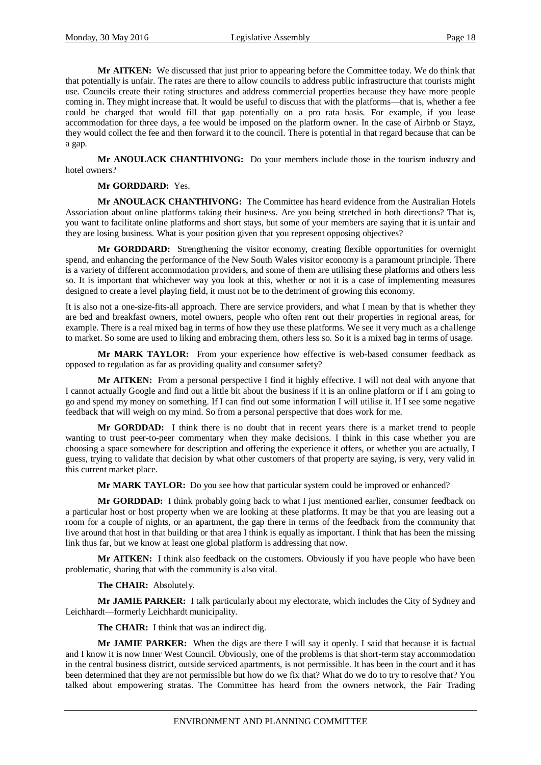**Mr AITKEN:** We discussed that just prior to appearing before the Committee today. We do think that that potentially is unfair. The rates are there to allow councils to address public infrastructure that tourists might use. Councils create their rating structures and address commercial properties because they have more people coming in. They might increase that. It would be useful to discuss that with the platforms—that is, whether a fee could be charged that would fill that gap potentially on a pro rata basis. For example, if you lease accommodation for three days, a fee would be imposed on the platform owner. In the case of Airbnb or Stayz, they would collect the fee and then forward it to the council. There is potential in that regard because that can be a gap.

**Mr ANOULACK CHANTHIVONG:** Do your members include those in the tourism industry and hotel owners?

**Mr GORDDARD:** Yes.

**Mr ANOULACK CHANTHIVONG:** The Committee has heard evidence from the Australian Hotels Association about online platforms taking their business. Are you being stretched in both directions? That is, you want to facilitate online platforms and short stays, but some of your members are saying that it is unfair and they are losing business. What is your position given that you represent opposing objectives?

**Mr GORDDARD:** Strengthening the visitor economy, creating flexible opportunities for overnight spend, and enhancing the performance of the New South Wales visitor economy is a paramount principle. There is a variety of different accommodation providers, and some of them are utilising these platforms and others less so. It is important that whichever way you look at this, whether or not it is a case of implementing measures designed to create a level playing field, it must not be to the detriment of growing this economy.

It is also not a one-size-fits-all approach. There are service providers, and what I mean by that is whether they are bed and breakfast owners, motel owners, people who often rent out their properties in regional areas, for example. There is a real mixed bag in terms of how they use these platforms. We see it very much as a challenge to market. So some are used to liking and embracing them, others less so. So it is a mixed bag in terms of usage.

**Mr MARK TAYLOR:** From your experience how effective is web-based consumer feedback as opposed to regulation as far as providing quality and consumer safety?

**Mr AITKEN:** From a personal perspective I find it highly effective. I will not deal with anyone that I cannot actually Google and find out a little bit about the business if it is an online platform or if I am going to go and spend my money on something. If I can find out some information I will utilise it. If I see some negative feedback that will weigh on my mind. So from a personal perspective that does work for me.

**Mr GORDDAD:** I think there is no doubt that in recent years there is a market trend to people wanting to trust peer-to-peer commentary when they make decisions. I think in this case whether you are choosing a space somewhere for description and offering the experience it offers, or whether you are actually, I guess, trying to validate that decision by what other customers of that property are saying, is very, very valid in this current market place.

**Mr MARK TAYLOR:** Do you see how that particular system could be improved or enhanced?

**Mr GORDDAD:** I think probably going back to what I just mentioned earlier, consumer feedback on a particular host or host property when we are looking at these platforms. It may be that you are leasing out a room for a couple of nights, or an apartment, the gap there in terms of the feedback from the community that live around that host in that building or that area I think is equally as important. I think that has been the missing link thus far, but we know at least one global platform is addressing that now.

**Mr AITKEN:** I think also feedback on the customers. Obviously if you have people who have been problematic, sharing that with the community is also vital.

**The CHAIR:** Absolutely.

**Mr JAMIE PARKER:** I talk particularly about my electorate, which includes the City of Sydney and Leichhardt—formerly Leichhardt municipality.

**The CHAIR:** I think that was an indirect dig.

**Mr JAMIE PARKER:** When the digs are there I will say it openly. I said that because it is factual and I know it is now Inner West Council. Obviously, one of the problems is that short-term stay accommodation in the central business district, outside serviced apartments, is not permissible. It has been in the court and it has been determined that they are not permissible but how do we fix that? What do we do to try to resolve that? You talked about empowering stratas. The Committee has heard from the owners network, the Fair Trading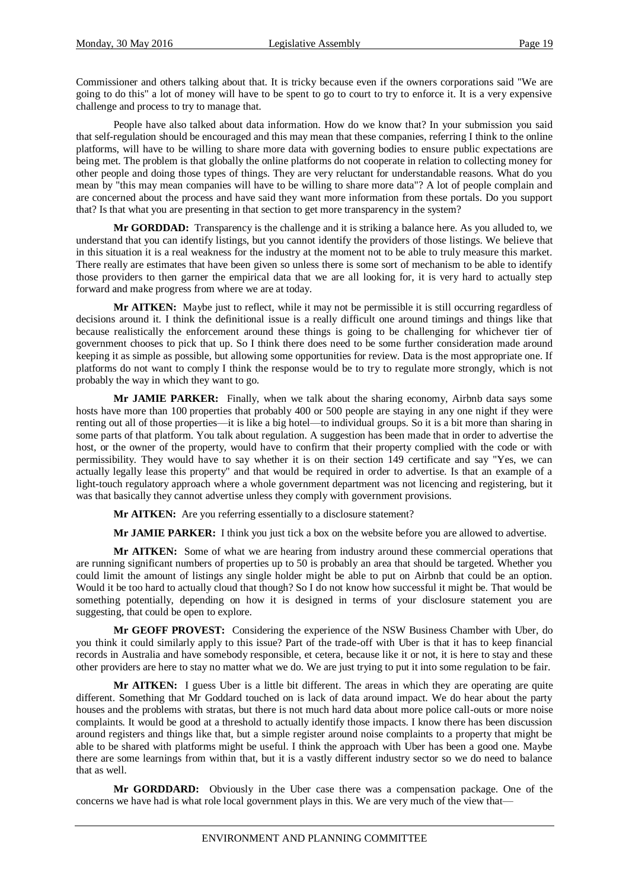Commissioner and others talking about that. It is tricky because even if the owners corporations said "We are going to do this" a lot of money will have to be spent to go to court to try to enforce it. It is a very expensive challenge and process to try to manage that.

People have also talked about data information. How do we know that? In your submission you said that self-regulation should be encouraged and this may mean that these companies, referring I think to the online platforms, will have to be willing to share more data with governing bodies to ensure public expectations are being met. The problem is that globally the online platforms do not cooperate in relation to collecting money for other people and doing those types of things. They are very reluctant for understandable reasons. What do you mean by "this may mean companies will have to be willing to share more data"? A lot of people complain and are concerned about the process and have said they want more information from these portals. Do you support that? Is that what you are presenting in that section to get more transparency in the system?

**Mr GORDDAD:** Transparency is the challenge and it is striking a balance here. As you alluded to, we understand that you can identify listings, but you cannot identify the providers of those listings. We believe that in this situation it is a real weakness for the industry at the moment not to be able to truly measure this market. There really are estimates that have been given so unless there is some sort of mechanism to be able to identify those providers to then garner the empirical data that we are all looking for, it is very hard to actually step forward and make progress from where we are at today.

**Mr AITKEN:** Maybe just to reflect, while it may not be permissible it is still occurring regardless of decisions around it. I think the definitional issue is a really difficult one around timings and things like that because realistically the enforcement around these things is going to be challenging for whichever tier of government chooses to pick that up. So I think there does need to be some further consideration made around keeping it as simple as possible, but allowing some opportunities for review. Data is the most appropriate one. If platforms do not want to comply I think the response would be to try to regulate more strongly, which is not probably the way in which they want to go.

**Mr JAMIE PARKER:** Finally, when we talk about the sharing economy, Airbnb data says some hosts have more than 100 properties that probably 400 or 500 people are staying in any one night if they were renting out all of those properties—it is like a big hotel—to individual groups. So it is a bit more than sharing in some parts of that platform. You talk about regulation. A suggestion has been made that in order to advertise the host, or the owner of the property, would have to confirm that their property complied with the code or with permissibility. They would have to say whether it is on their section 149 certificate and say "Yes, we can actually legally lease this property" and that would be required in order to advertise. Is that an example of a light-touch regulatory approach where a whole government department was not licencing and registering, but it was that basically they cannot advertise unless they comply with government provisions.

**Mr AITKEN:** Are you referring essentially to a disclosure statement?

**Mr JAMIE PARKER:** I think you just tick a box on the website before you are allowed to advertise.

**Mr AITKEN:** Some of what we are hearing from industry around these commercial operations that are running significant numbers of properties up to 50 is probably an area that should be targeted. Whether you could limit the amount of listings any single holder might be able to put on Airbnb that could be an option. Would it be too hard to actually cloud that though? So I do not know how successful it might be. That would be something potentially, depending on how it is designed in terms of your disclosure statement you are suggesting, that could be open to explore.

**Mr GEOFF PROVEST:** Considering the experience of the NSW Business Chamber with Uber, do you think it could similarly apply to this issue? Part of the trade-off with Uber is that it has to keep financial records in Australia and have somebody responsible, et cetera, because like it or not, it is here to stay and these other providers are here to stay no matter what we do. We are just trying to put it into some regulation to be fair.

**Mr AITKEN:** I guess Uber is a little bit different. The areas in which they are operating are quite different. Something that Mr Goddard touched on is lack of data around impact. We do hear about the party houses and the problems with stratas, but there is not much hard data about more police call-outs or more noise complaints. It would be good at a threshold to actually identify those impacts. I know there has been discussion around registers and things like that, but a simple register around noise complaints to a property that might be able to be shared with platforms might be useful. I think the approach with Uber has been a good one. Maybe there are some learnings from within that, but it is a vastly different industry sector so we do need to balance that as well.

**Mr GORDDARD:** Obviously in the Uber case there was a compensation package. One of the concerns we have had is what role local government plays in this. We are very much of the view that—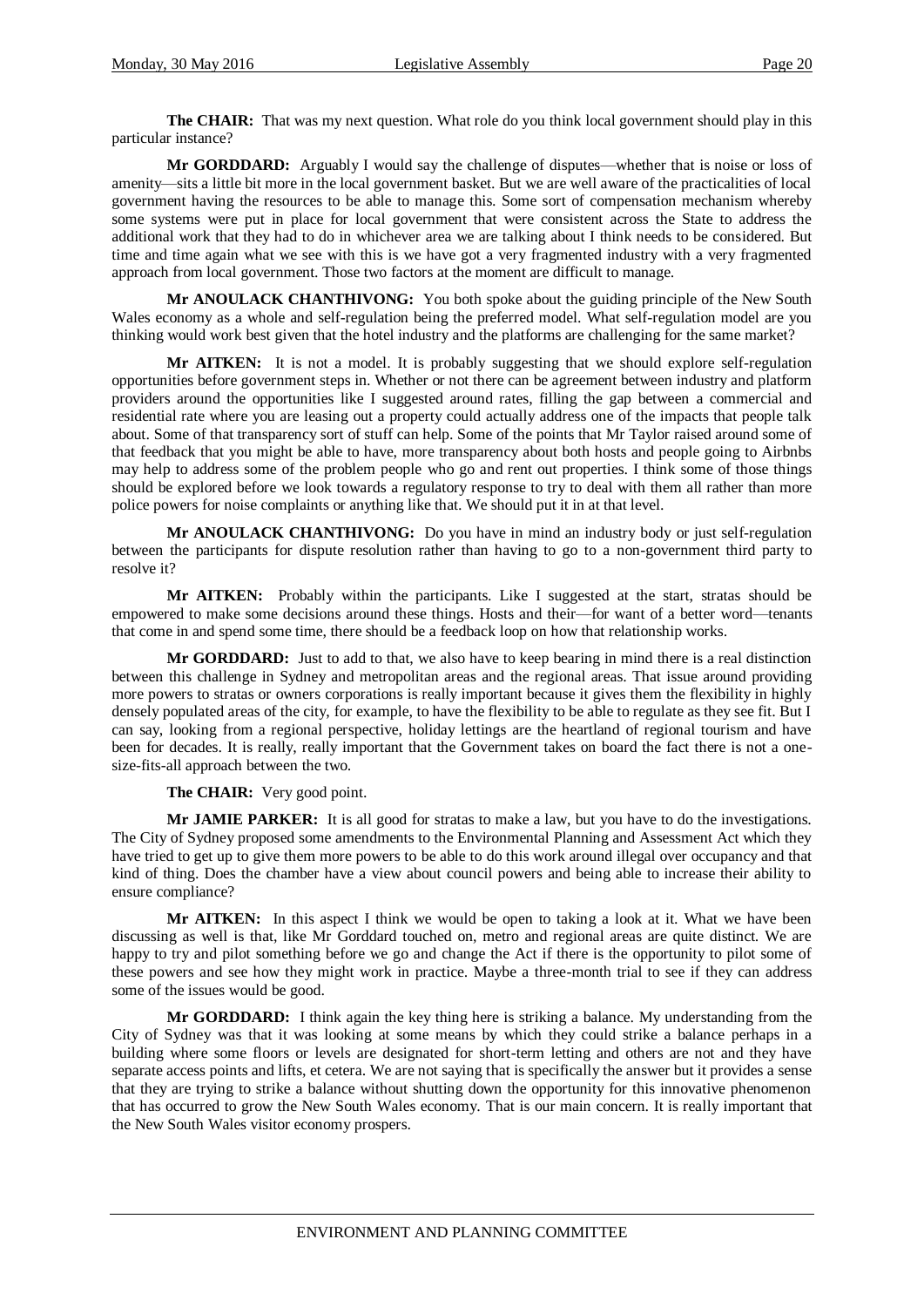**The CHAIR:** That was my next question. What role do you think local government should play in this particular instance?

**Mr GORDDARD:** Arguably I would say the challenge of disputes—whether that is noise or loss of amenity—sits a little bit more in the local government basket. But we are well aware of the practicalities of local government having the resources to be able to manage this. Some sort of compensation mechanism whereby some systems were put in place for local government that were consistent across the State to address the additional work that they had to do in whichever area we are talking about I think needs to be considered. But time and time again what we see with this is we have got a very fragmented industry with a very fragmented approach from local government. Those two factors at the moment are difficult to manage.

**Mr ANOULACK CHANTHIVONG:** You both spoke about the guiding principle of the New South Wales economy as a whole and self-regulation being the preferred model. What self-regulation model are you thinking would work best given that the hotel industry and the platforms are challenging for the same market?

**Mr AITKEN:** It is not a model. It is probably suggesting that we should explore self-regulation opportunities before government steps in. Whether or not there can be agreement between industry and platform providers around the opportunities like I suggested around rates, filling the gap between a commercial and residential rate where you are leasing out a property could actually address one of the impacts that people talk about. Some of that transparency sort of stuff can help. Some of the points that Mr Taylor raised around some of that feedback that you might be able to have, more transparency about both hosts and people going to Airbnbs may help to address some of the problem people who go and rent out properties. I think some of those things should be explored before we look towards a regulatory response to try to deal with them all rather than more police powers for noise complaints or anything like that. We should put it in at that level.

**Mr ANOULACK CHANTHIVONG:** Do you have in mind an industry body or just self-regulation between the participants for dispute resolution rather than having to go to a non-government third party to resolve it?

**Mr AITKEN:** Probably within the participants. Like I suggested at the start, stratas should be empowered to make some decisions around these things. Hosts and their—for want of a better word—tenants that come in and spend some time, there should be a feedback loop on how that relationship works.

**Mr GORDDARD:** Just to add to that, we also have to keep bearing in mind there is a real distinction between this challenge in Sydney and metropolitan areas and the regional areas. That issue around providing more powers to stratas or owners corporations is really important because it gives them the flexibility in highly densely populated areas of the city, for example, to have the flexibility to be able to regulate as they see fit. But I can say, looking from a regional perspective, holiday lettings are the heartland of regional tourism and have been for decades. It is really, really important that the Government takes on board the fact there is not a one-size-fits-all approach between the two.

**The CHAIR:** Very good point.

**Mr JAMIE PARKER:** It is all good for stratas to make a law, but you have to do the investigations. The City of Sydney proposed some amendments to the Environmental Planning and Assessment Act which they have tried to get up to give them more powers to be able to do this work around illegal over occupancy and that kind of thing. Does the chamber have a view about council powers and being able to increase their ability to ensure compliance?

**Mr AITKEN:** In this aspect I think we would be open to taking a look at it. What we have been discussing as well is that, like Mr Gorddard touched on, metro and regional areas are quite distinct. We are happy to try and pilot something before we go and change the Act if there is the opportunity to pilot some of these powers and see how they might work in practice. Maybe a three-month trial to see if they can address some of the issues would be good.

**Mr GORDDARD:** I think again the key thing here is striking a balance. My understanding from the City of Sydney was that it was looking at some means by which they could strike a balance perhaps in a building where some floors or levels are designated for short-term letting and others are not and they have separate access points and lifts, et cetera. We are not saying that is specifically the answer but it provides a sense that they are trying to strike a balance without shutting down the opportunity for this innovative phenomenon that has occurred to grow the New South Wales economy. That is our main concern. It is really important that the New South Wales visitor economy prospers.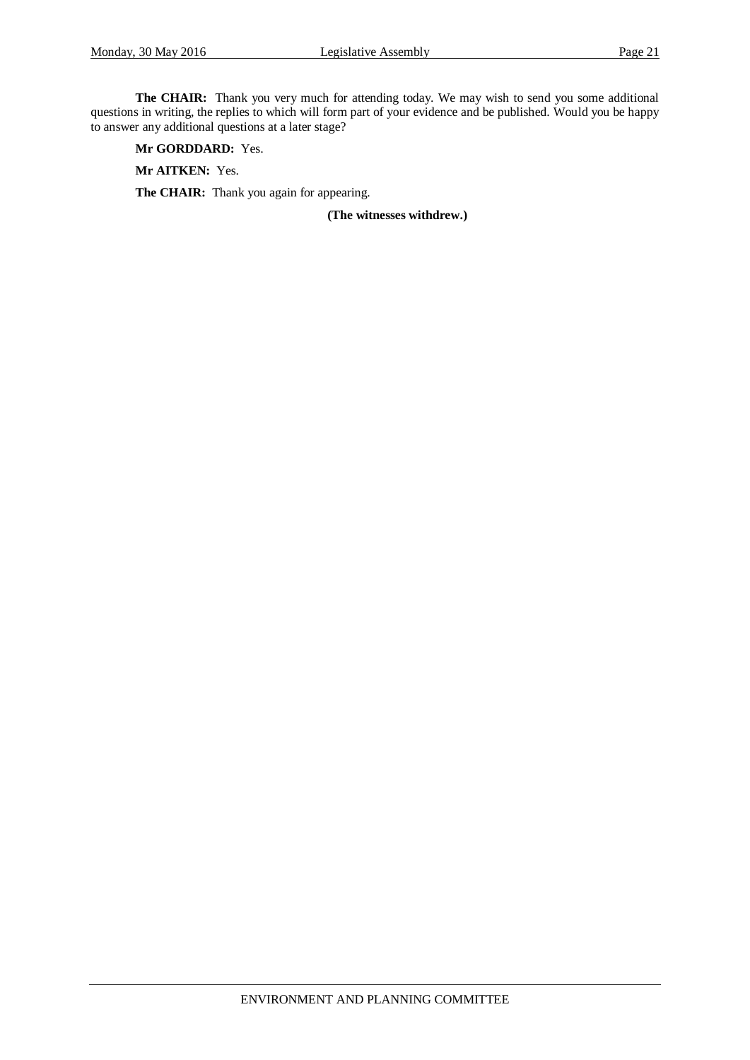**The CHAIR:** Thank you very much for attending today. We may wish to send you some additional questions in writing, the replies to which will form part of your evidence and be published. Would you be happy to answer any additional questions at a later stage?

**Mr GORDDARD:** Yes.

**Mr AITKEN:** Yes.

**The CHAIR:** Thank you again for appearing.

**(The witnesses withdrew.)**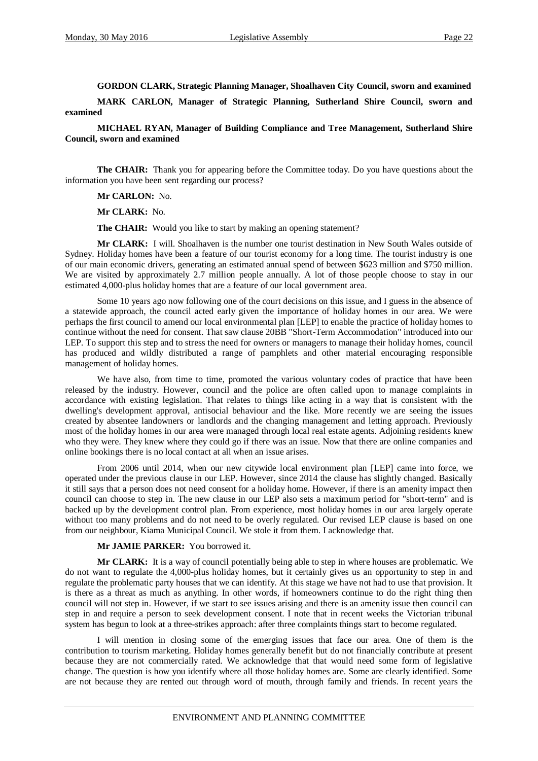**GORDON CLARK, Strategic Planning Manager, Shoalhaven City Council, sworn and examined**

**MARK CARLON, Manager of Strategic Planning, Sutherland Shire Council, sworn and examined**

**MICHAEL RYAN, Manager of Building Compliance and Tree Management, Sutherland Shire Council, sworn and examined**

**The CHAIR:** Thank you for appearing before the Committee today. Do you have questions about the information you have been sent regarding our process?

**Mr CARLON:** No.

**Mr CLARK:** No.

**The CHAIR:** Would you like to start by making an opening statement?

**Mr CLARK:** I will. Shoalhaven is the number one tourist destination in New South Wales outside of Sydney. Holiday homes have been a feature of our tourist economy for a long time. The tourist industry is one of our main economic drivers, generating an estimated annual spend of between $623 million and $750 million. We are visited by approximately 2.7 million people annually. A lot of those people choose to stay in our estimated 4,000-plus holiday homes that are a feature of our local government area.

Some 10 years ago now following one of the court decisions on this issue, and I guess in the absence of a statewide approach, the council acted early given the importance of holiday homes in our area. We were perhaps the first council to amend our local environmental plan [LEP] to enable the practice of holiday homes to continue without the need for consent. That saw clause 20BB "Short-Term Accommodation" introduced into our LEP. To support this step and to stress the need for owners or managers to manage their holiday homes, council has produced and wildly distributed a range of pamphlets and other material encouraging responsible management of holiday homes.

We have also, from time to time, promoted the various voluntary codes of practice that have been released by the industry. However, council and the police are often called upon to manage complaints in accordance with existing legislation. That relates to things like acting in a way that is consistent with the dwelling's development approval, antisocial behaviour and the like. More recently we are seeing the issues created by absentee landowners or landlords and the changing management and letting approach. Previously most of the holiday homes in our area were managed through local real estate agents. Adjoining residents knew who they were. They knew where they could go if there was an issue. Now that there are online companies and online bookings there is no local contact at all when an issue arises.

From 2006 until 2014, when our new citywide local environment plan [LEP] came into force, we operated under the previous clause in our LEP. However, since 2014 the clause has slightly changed. Basically it still says that a person does not need consent for a holiday home. However, if there is an amenity impact then council can choose to step in. The new clause in our LEP also sets a maximum period for "short-term" and is backed up by the development control plan. From experience, most holiday homes in our area largely operate without too many problems and do not need to be overly regulated. Our revised LEP clause is based on one from our neighbour, Kiama Municipal Council. We stole it from them. I acknowledge that.

**Mr JAMIE PARKER:** You borrowed it.

**Mr CLARK:** It is a way of council potentially being able to step in where houses are problematic. We do not want to regulate the 4,000-plus holiday homes, but it certainly gives us an opportunity to step in and regulate the problematic party houses that we can identify. At this stage we have not had to use that provision. It is there as a threat as much as anything. In other words, if homeowners continue to do the right thing then council will not step in. However, if we start to see issues arising and there is an amenity issue then council can step in and require a person to seek development consent. I note that in recent weeks the Victorian tribunal system has begun to look at a three-strikes approach: after three complaints things start to become regulated.

I will mention in closing some of the emerging issues that face our area. One of them is the contribution to tourism marketing. Holiday homes generally benefit but do not financially contribute at present because they are not commercially rated. We acknowledge that that would need some form of legislative change. The question is how you identify where all those holiday homes are. Some are clearly identified. Some are not because they are rented out through word of mouth, through family and friends. In recent years the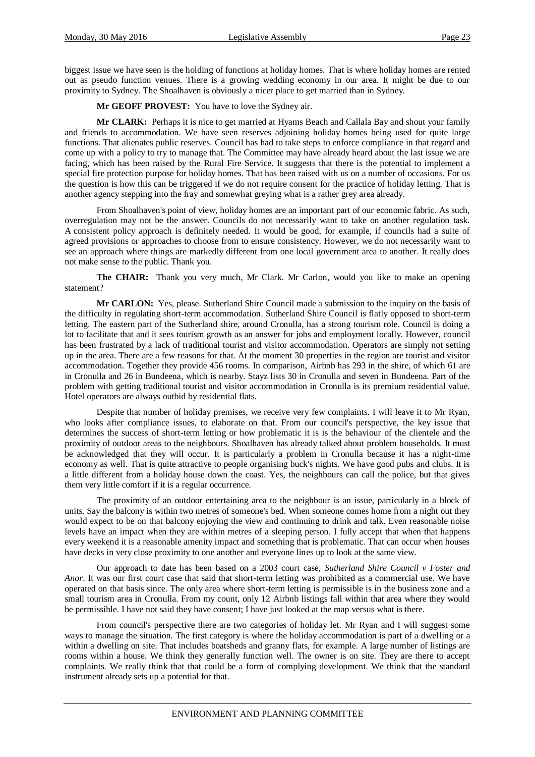biggest issue we have seen is the holding of functions at holiday homes. That is where holiday homes are rented out as pseudo function venues. There is a growing wedding economy in our area. It might be due to our proximity to Sydney. The Shoalhaven is obviously a nicer place to get married than in Sydney.

**Mr GEOFF PROVEST:** You have to love the Sydney air.

**Mr CLARK:** Perhaps it is nice to get married at Hyams Beach and Callala Bay and shout your family and friends to accommodation. We have seen reserves adjoining holiday homes being used for quite large functions. That alienates public reserves. Council has had to take steps to enforce compliance in that regard and come up with a policy to try to manage that. The Committee may have already heard about the last issue we are facing, which has been raised by the Rural Fire Service. It suggests that there is the potential to implement a special fire protection purpose for holiday homes. That has been raised with us on a number of occasions. For us the question is how this can be triggered if we do not require consent for the practice of holiday letting. That is another agency stepping into the fray and somewhat greying what is a rather grey area already.

From Shoalhaven's point of view, holiday homes are an important part of our economic fabric. As such, overregulation may not be the answer. Councils do not necessarily want to take on another regulation task. A consistent policy approach is definitely needed. It would be good, for example, if councils had a suite of agreed provisions or approaches to choose from to ensure consistency. However, we do not necessarily want to see an approach where things are markedly different from one local government area to another. It really does not make sense to the public. Thank you.

**The CHAIR:** Thank you very much, Mr Clark. Mr Carlon, would you like to make an opening statement?

**Mr CARLON:** Yes, please. Sutherland Shire Council made a submission to the inquiry on the basis of the difficulty in regulating short-term accommodation. Sutherland Shire Council is flatly opposed to short-term letting. The eastern part of the Sutherland shire, around Cronulla, has a strong tourism role. Council is doing a lot to facilitate that and it sees tourism growth as an answer for jobs and employment locally. However, council has been frustrated by a lack of traditional tourist and visitor accommodation. Operators are simply not setting up in the area. There are a few reasons for that. At the moment 30 properties in the region are tourist and visitor accommodation. Together they provide 456 rooms. In comparison, Airbnb has 293 in the shire, of which 61 are in Cronulla and 26 in Bundeena, which is nearby. Stayz lists 30 in Cronulla and seven in Bundeena. Part of the problem with getting traditional tourist and visitor accommodation in Cronulla is its premium residential value. Hotel operators are always outbid by residential flats.

Despite that number of holiday premises, we receive very few complaints. I will leave it to Mr Ryan, who looks after compliance issues, to elaborate on that. From our council's perspective, the key issue that determines the success of short-term letting or how problematic it is is the behaviour of the clientele and the proximity of outdoor areas to the neighbours. Shoalhaven has already talked about problem households. It must be acknowledged that they will occur. It is particularly a problem in Cronulla because it has a night-time economy as well. That is quite attractive to people organising buck's nights. We have good pubs and clubs. It is a little different from a holiday house down the coast. Yes, the neighbours can call the police, but that gives them very little comfort if it is a regular occurrence.

The proximity of an outdoor entertaining area to the neighbour is an issue, particularly in a block of units. Say the balcony is within two metres of someone's bed. When someone comes home from a night out they would expect to be on that balcony enjoying the view and continuing to drink and talk. Even reasonable noise levels have an impact when they are within metres of a sleeping person. I fully accept that when that happens every weekend it is a reasonable amenity impact and something that is problematic. That can occur when houses have decks in very close proximity to one another and everyone lines up to look at the same view.

Our approach to date has been based on a 2003 court case, *Sutherland Shire Council v Foster and Anor*. It was our first court case that said that short-term letting was prohibited as a commercial use. We have operated on that basis since. The only area where short-term letting is permissible is in the business zone and a small tourism area in Cronulla. From my count, only 12 Airbnb listings fall within that area where they would be permissible. I have not said they have consent; I have just looked at the map versus what is there.

From council's perspective there are two categories of holiday let. Mr Ryan and I will suggest some ways to manage the situation. The first category is where the holiday accommodation is part of a dwelling or a within a dwelling on site. That includes boatsheds and granny flats, for example. A large number of listings are rooms within a house. We think they generally function well. The owner is on site. They are there to accept complaints. We really think that that could be a form of complying development. We think that the standard instrument already sets up a potential for that.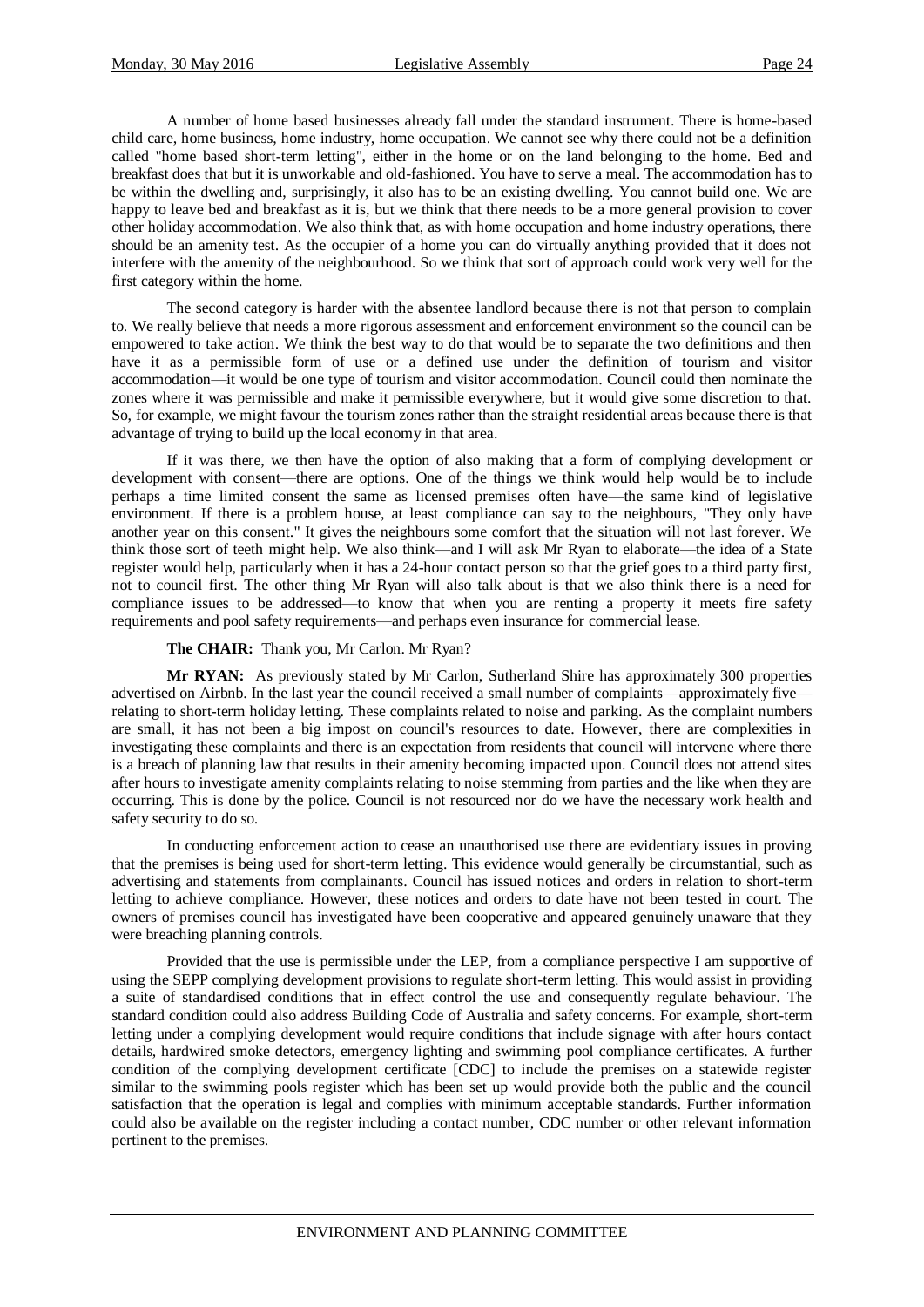A number of home based businesses already fall under the standard instrument. There is home-based child care, home business, home industry, home occupation. We cannot see why there could not be a definition called "home based short-term letting", either in the home or on the land belonging to the home. Bed and breakfast does that but it is unworkable and old-fashioned. You have to serve a meal. The accommodation has to be within the dwelling and, surprisingly, it also has to be an existing dwelling. You cannot build one. We are happy to leave bed and breakfast as it is, but we think that there needs to be a more general provision to cover other holiday accommodation. We also think that, as with home occupation and home industry operations, there should be an amenity test. As the occupier of a home you can do virtually anything provided that it does not interfere with the amenity of the neighbourhood. So we think that sort of approach could work very well for the first category within the home.

The second category is harder with the absentee landlord because there is not that person to complain to. We really believe that needs a more rigorous assessment and enforcement environment so the council can be empowered to take action. We think the best way to do that would be to separate the two definitions and then have it as a permissible form of use or a defined use under the definition of tourism and visitor accommodation—it would be one type of tourism and visitor accommodation. Council could then nominate the zones where it was permissible and make it permissible everywhere, but it would give some discretion to that. So, for example, we might favour the tourism zones rather than the straight residential areas because there is that advantage of trying to build up the local economy in that area.

If it was there, we then have the option of also making that a form of complying development or development with consent—there are options. One of the things we think would help would be to include perhaps a time limited consent the same as licensed premises often have—the same kind of legislative environment. If there is a problem house, at least compliance can say to the neighbours, "They only have another year on this consent." It gives the neighbours some comfort that the situation will not last forever. We think those sort of teeth might help. We also think—and I will ask Mr Ryan to elaborate—the idea of a State register would help, particularly when it has a 24-hour contact person so that the grief goes to a third party first, not to council first. The other thing Mr Ryan will also talk about is that we also think there is a need for compliance issues to be addressed—to know that when you are renting a property it meets fire safety requirements and pool safety requirements—and perhaps even insurance for commercial lease.

**The CHAIR:** Thank you, Mr Carlon. Mr Ryan?

**Mr RYAN:** As previously stated by Mr Carlon, Sutherland Shire has approximately 300 properties advertised on Airbnb. In the last year the council received a small number of complaints—approximately five—relating to short-term holiday letting. These complaints related to noise and parking. As the complaint numbers are small, it has not been a big impost on council's resources to date. However, there are complexities in investigating these complaints and there is an expectation from residents that council will intervene where there is a breach of planning law that results in their amenity becoming impacted upon. Council does not attend sites after hours to investigate amenity complaints relating to noise stemming from parties and the like when they are occurring. This is done by the police. Council is not resourced nor do we have the necessary work health and safety security to do so.

In conducting enforcement action to cease an unauthorised use there are evidentiary issues in proving that the premises is being used for short-term letting. This evidence would generally be circumstantial, such as advertising and statements from complainants. Council has issued notices and orders in relation to short-term letting to achieve compliance. However, these notices and orders to date have not been tested in court. The owners of premises council has investigated have been cooperative and appeared genuinely unaware that they were breaching planning controls.

Provided that the use is permissible under the LEP, from a compliance perspective I am supportive of using the SEPP complying development provisions to regulate short-term letting. This would assist in providing a suite of standardised conditions that in effect control the use and consequently regulate behaviour. The standard condition could also address Building Code of Australia and safety concerns. For example, short-term letting under a complying development would require conditions that include signage with after hours contact details, hardwired smoke detectors, emergency lighting and swimming pool compliance certificates. A further condition of the complying development certificate [CDC] to include the premises on a statewide register similar to the swimming pools register which has been set up would provide both the public and the council satisfaction that the operation is legal and complies with minimum acceptable standards. Further information could also be available on the register including a contact number, CDC number or other relevant information pertinent to the premises.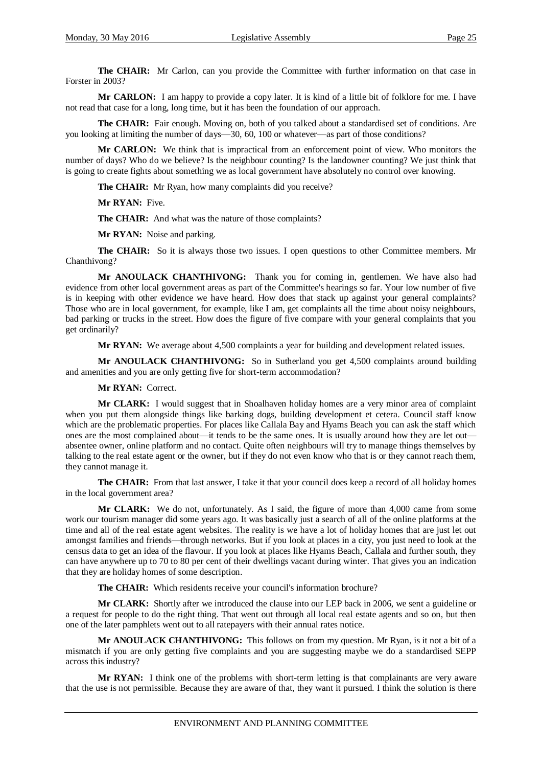**The CHAIR:** Mr Carlon, can you provide the Committee with further information on that case in Forster in 2003?

**Mr CARLON:** I am happy to provide a copy later. It is kind of a little bit of folklore for me. I have not read that case for a long, long time, but it has been the foundation of our approach.

**The CHAIR:** Fair enough. Moving on, both of you talked about a standardised set of conditions. Are you looking at limiting the number of days—30, 60, 100 or whatever—as part of those conditions?

**Mr CARLON:** We think that is impractical from an enforcement point of view. Who monitors the number of days? Who do we believe? Is the neighbour counting? Is the landowner counting? We just think that is going to create fights about something we as local government have absolutely no control over knowing.

**The CHAIR:** Mr Ryan, how many complaints did you receive?

**Mr RYAN:** Five.

**The CHAIR:** And what was the nature of those complaints?

**Mr RYAN:** Noise and parking.

**The CHAIR:** So it is always those two issues. I open questions to other Committee members. Mr Chanthivong?

**Mr ANOULACK CHANTHIVONG:** Thank you for coming in, gentlemen. We have also had evidence from other local government areas as part of the Committee's hearings so far. Your low number of five is in keeping with other evidence we have heard. How does that stack up against your general complaints? Those who are in local government, for example, like I am, get complaints all the time about noisy neighbours, bad parking or trucks in the street. How does the figure of five compare with your general complaints that you get ordinarily?

**Mr RYAN:** We average about 4,500 complaints a year for building and development related issues.

**Mr ANOULACK CHANTHIVONG:** So in Sutherland you get 4,500 complaints around building and amenities and you are only getting five for short-term accommodation?

**Mr RYAN:** Correct.

**Mr CLARK:** I would suggest that in Shoalhaven holiday homes are a very minor area of complaint when you put them alongside things like barking dogs, building development et cetera. Council staff know which are the problematic properties. For places like Callala Bay and Hyams Beach you can ask the staff which ones are the most complained about—it tends to be the same ones. It is usually around how they are let out—absentee owner, online platform and no contact. Quite often neighbours will try to manage things themselves by talking to the real estate agent or the owner, but if they do not even know who that is or they cannot reach them, they cannot manage it.

**The CHAIR:** From that last answer, I take it that your council does keep a record of all holiday homes in the local government area?

**Mr CLARK:** We do not, unfortunately. As I said, the figure of more than 4,000 came from some work our tourism manager did some years ago. It was basically just a search of all of the online platforms at the time and all of the real estate agent websites. The reality is we have a lot of holiday homes that are just let out amongst families and friends—through networks. But if you look at places in a city, you just need to look at the census data to get an idea of the flavour. If you look at places like Hyams Beach, Callala and further south, they can have anywhere up to 70 to 80 per cent of their dwellings vacant during winter. That gives you an indication that they are holiday homes of some description.

**The CHAIR:** Which residents receive your council's information brochure?

**Mr CLARK:** Shortly after we introduced the clause into our LEP back in 2006, we sent a guideline or a request for people to do the right thing. That went out through all local real estate agents and so on, but then one of the later pamphlets went out to all ratepayers with their annual rates notice.

**Mr ANOULACK CHANTHIVONG:** This follows on from my question. Mr Ryan, is it not a bit of a mismatch if you are only getting five complaints and you are suggesting maybe we do a standardised SEPP across this industry?

**Mr RYAN:** I think one of the problems with short-term letting is that complainants are very aware that the use is not permissible. Because they are aware of that, they want it pursued. I think the solution is there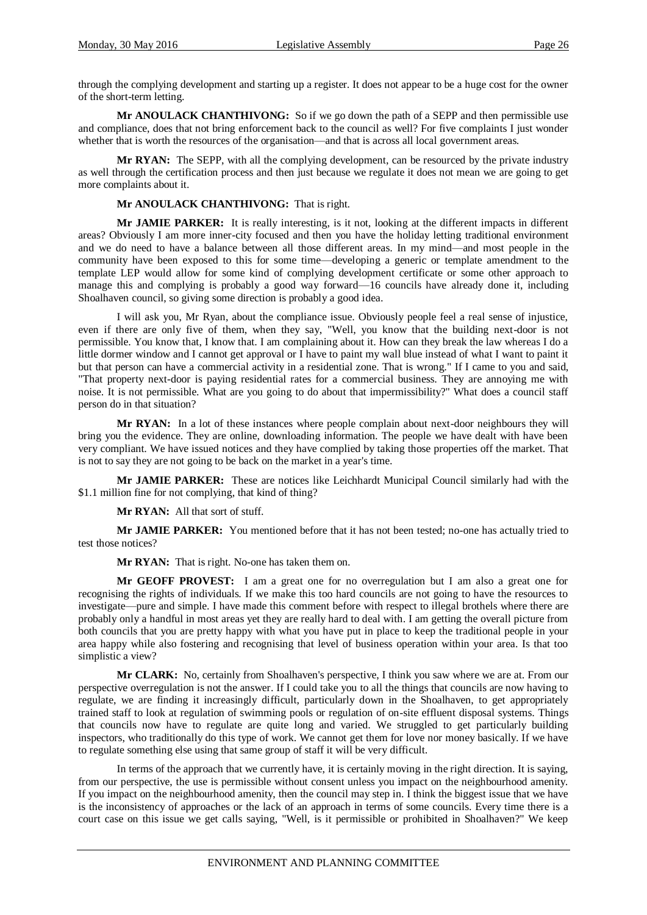through the complying development and starting up a register. It does not appear to be a huge cost for the owner of the short-term letting.

**Mr ANOULACK CHANTHIVONG:** So if we go down the path of a SEPP and then permissible use and compliance, does that not bring enforcement back to the council as well? For five complaints I just wonder whether that is worth the resources of the organisation—and that is across all local government areas.

**Mr RYAN:** The SEPP, with all the complying development, can be resourced by the private industry as well through the certification process and then just because we regulate it does not mean we are going to get more complaints about it.

**Mr ANOULACK CHANTHIVONG:** That is right.

**Mr JAMIE PARKER:** It is really interesting, is it not, looking at the different impacts in different areas? Obviously I am more inner-city focused and then you have the holiday letting traditional environment and we do need to have a balance between all those different areas. In my mind—and most people in the community have been exposed to this for some time—developing a generic or template amendment to the template LEP would allow for some kind of complying development certificate or some other approach to manage this and complying is probably a good way forward—16 councils have already done it, including Shoalhaven council, so giving some direction is probably a good idea.

I will ask you, Mr Ryan, about the compliance issue. Obviously people feel a real sense of injustice, even if there are only five of them, when they say, "Well, you know that the building next-door is not permissible. You know that, I know that. I am complaining about it. How can they break the law whereas I do a little dormer window and I cannot get approval or I have to paint my wall blue instead of what I want to paint it but that person can have a commercial activity in a residential zone. That is wrong." If I came to you and said, "That property next-door is paying residential rates for a commercial business. They are annoying me with noise. It is not permissible. What are you going to do about that impermissibility?" What does a council staff person do in that situation?

**Mr RYAN:** In a lot of these instances where people complain about next-door neighbours they will bring you the evidence. They are online, downloading information. The people we have dealt with have been very compliant. We have issued notices and they have complied by taking those properties off the market. That is not to say they are not going to be back on the market in a year's time.

**Mr JAMIE PARKER:** These are notices like Leichhardt Municipal Council similarly had with the $1.1 million fine for not complying, that kind of thing?

**Mr RYAN:** All that sort of stuff.

**Mr JAMIE PARKER:** You mentioned before that it has not been tested; no-one has actually tried to test those notices?

**Mr RYAN:** That is right. No-one has taken them on.

**Mr GEOFF PROVEST:** I am a great one for no overregulation but I am also a great one for recognising the rights of individuals. If we make this too hard councils are not going to have the resources to investigate—pure and simple. I have made this comment before with respect to illegal brothels where there are probably only a handful in most areas yet they are really hard to deal with. I am getting the overall picture from both councils that you are pretty happy with what you have put in place to keep the traditional people in your area happy while also fostering and recognising that level of business operation within your area. Is that too simplistic a view?

**Mr CLARK:** No, certainly from Shoalhaven's perspective, I think you saw where we are at. From our perspective overregulation is not the answer. If I could take you to all the things that councils are now having to regulate, we are finding it increasingly difficult, particularly down in the Shoalhaven, to get appropriately trained staff to look at regulation of swimming pools or regulation of on-site effluent disposal systems. Things that councils now have to regulate are quite long and varied. We struggled to get particularly building inspectors, who traditionally do this type of work. We cannot get them for love nor money basically. If we have to regulate something else using that same group of staff it will be very difficult.

In terms of the approach that we currently have, it is certainly moving in the right direction. It is saying, from our perspective, the use is permissible without consent unless you impact on the neighbourhood amenity. If you impact on the neighbourhood amenity, then the council may step in. I think the biggest issue that we have is the inconsistency of approaches or the lack of an approach in terms of some councils. Every time there is a court case on this issue we get calls saying, "Well, is it permissible or prohibited in Shoalhaven?" We keep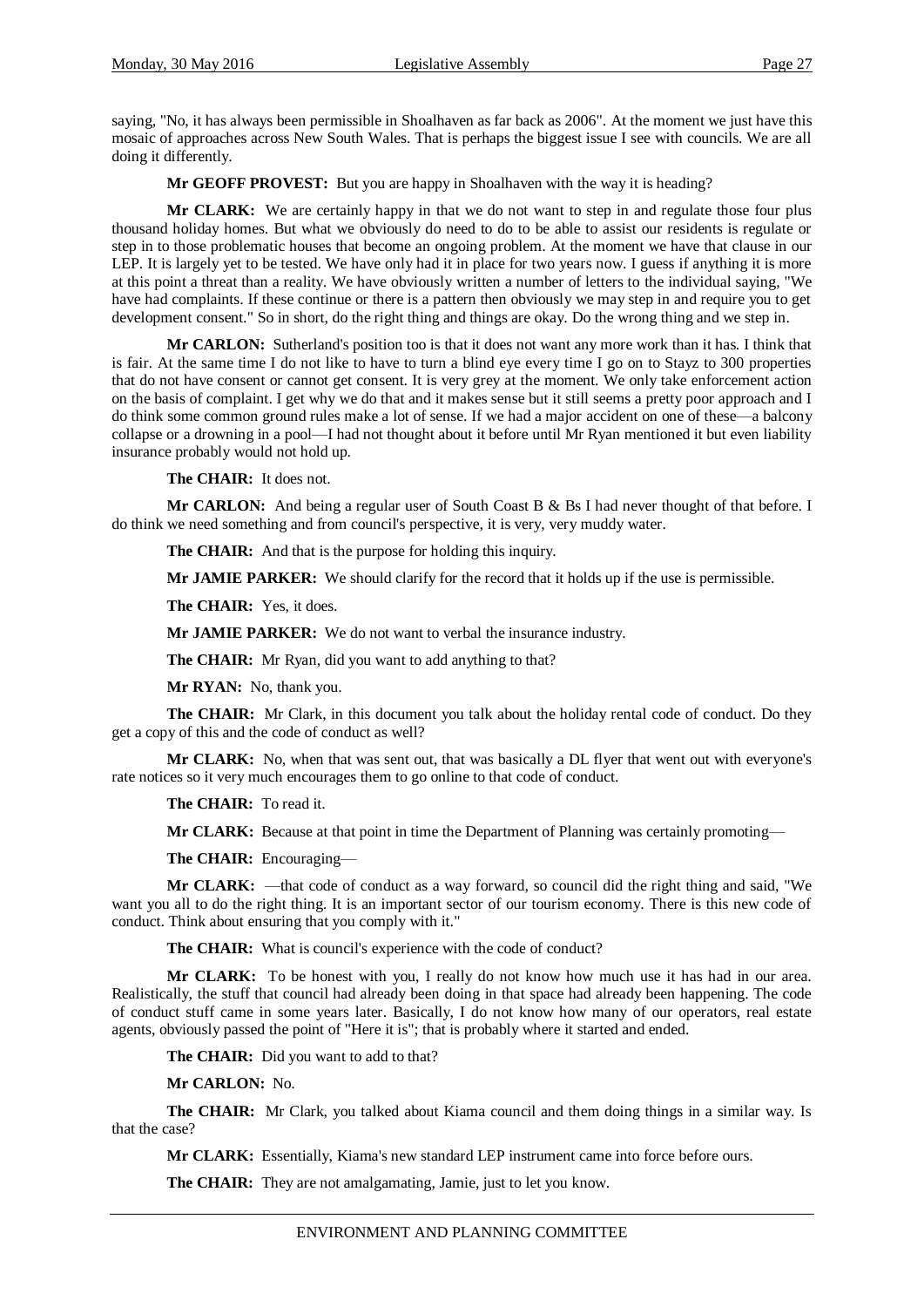saying, "No, it has always been permissible in Shoalhaven as far back as 2006". At the moment we just have this mosaic of approaches across New South Wales. That is perhaps the biggest issue I see with councils. We are all doing it differently.

**Mr GEOFF PROVEST:** But you are happy in Shoalhaven with the way it is heading?

**Mr CLARK:** We are certainly happy in that we do not want to step in and regulate those four plus thousand holiday homes. But what we obviously do need to do to be able to assist our residents is regulate or step in to those problematic houses that become an ongoing problem. At the moment we have that clause in our LEP. It is largely yet to be tested. We have only had it in place for two years now. I guess if anything it is more at this point a threat than a reality. We have obviously written a number of letters to the individual saying, "We have had complaints. If these continue or there is a pattern then obviously we may step in and require you to get development consent." So in short, do the right thing and things are okay. Do the wrong thing and we step in.

**Mr CARLON:** Sutherland's position too is that it does not want any more work than it has. I think that is fair. At the same time I do not like to have to turn a blind eye every time I go on to Stayz to 300 properties that do not have consent or cannot get consent. It is very grey at the moment. We only take enforcement action on the basis of complaint. I get why we do that and it makes sense but it still seems a pretty poor approach and I do think some common ground rules make a lot of sense. If we had a major accident on one of these—a balcony collapse or a drowning in a pool—I had not thought about it before until Mr Ryan mentioned it but even liability insurance probably would not hold up.

**The CHAIR:** It does not.

**Mr CARLON:** And being a regular user of South Coast B & Bs I had never thought of that before. I do think we need something and from council's perspective, it is very, very muddy water.

**The CHAIR:** And that is the purpose for holding this inquiry.

**Mr JAMIE PARKER:** We should clarify for the record that it holds up if the use is permissible.

**The CHAIR:** Yes, it does.

**Mr JAMIE PARKER:** We do not want to verbal the insurance industry.

**The CHAIR:** Mr Ryan, did you want to add anything to that?

**Mr RYAN:** No, thank you.

**The CHAIR:** Mr Clark, in this document you talk about the holiday rental code of conduct. Do they get a copy of this and the code of conduct as well?

**Mr CLARK:** No, when that was sent out, that was basically a DL flyer that went out with everyone's rate notices so it very much encourages them to go online to that code of conduct.

**The CHAIR:** To read it.

**Mr CLARK:** Because at that point in time the Department of Planning was certainly promoting—

**The CHAIR:** Encouraging—

**Mr CLARK:** —that code of conduct as a way forward, so council did the right thing and said, "We want you all to do the right thing. It is an important sector of our tourism economy. There is this new code of conduct. Think about ensuring that you comply with it."

**The CHAIR:** What is council's experience with the code of conduct?

**Mr CLARK:** To be honest with you, I really do not know how much use it has had in our area. Realistically, the stuff that council had already been doing in that space had already been happening. The code of conduct stuff came in some years later. Basically, I do not know how many of our operators, real estate agents, obviously passed the point of "Here it is"; that is probably where it started and ended.

**The CHAIR:** Did you want to add to that?

**Mr CARLON:** No.

**The CHAIR:** Mr Clark, you talked about Kiama council and them doing things in a similar way. Is that the case?

**Mr CLARK:** Essentially, Kiama's new standard LEP instrument came into force before ours.

**The CHAIR:** They are not amalgamating, Jamie, just to let you know.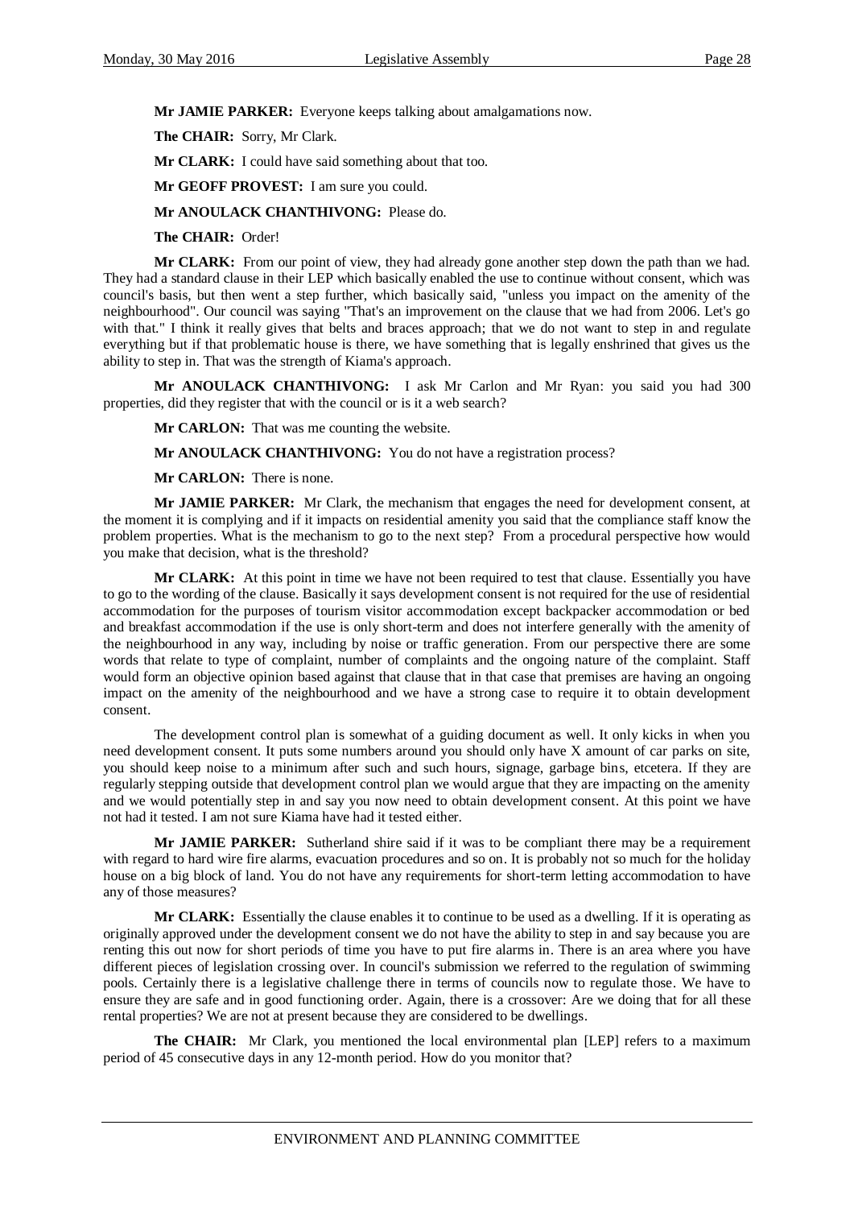**Mr JAMIE PARKER:** Everyone keeps talking about amalgamations now.

**The CHAIR:** Sorry, Mr Clark.

**Mr CLARK:** I could have said something about that too.

**Mr GEOFF PROVEST:** I am sure you could.

**Mr ANOULACK CHANTHIVONG:** Please do.

**The CHAIR:** Order!

**Mr CLARK:** From our point of view, they had already gone another step down the path than we had. They had a standard clause in their LEP which basically enabled the use to continue without consent, which was council's basis, but then went a step further, which basically said, "unless you impact on the amenity of the neighbourhood". Our council was saying "That's an improvement on the clause that we had from 2006. Let's go with that." I think it really gives that belts and braces approach; that we do not want to step in and regulate everything but if that problematic house is there, we have something that is legally enshrined that gives us the ability to step in. That was the strength of Kiama's approach.

**Mr ANOULACK CHANTHIVONG:** I ask Mr Carlon and Mr Ryan: you said you had 300 properties, did they register that with the council or is it a web search?

**Mr CARLON:** That was me counting the website.

**Mr ANOULACK CHANTHIVONG:** You do not have a registration process?

**Mr CARLON:** There is none.

**Mr JAMIE PARKER:** Mr Clark, the mechanism that engages the need for development consent, at the moment it is complying and if it impacts on residential amenity you said that the compliance staff know the problem properties. What is the mechanism to go to the next step? From a procedural perspective how would you make that decision, what is the threshold?

**Mr CLARK:** At this point in time we have not been required to test that clause. Essentially you have to go to the wording of the clause. Basically it says development consent is not required for the use of residential accommodation for the purposes of tourism visitor accommodation except backpacker accommodation or bed and breakfast accommodation if the use is only short-term and does not interfere generally with the amenity of the neighbourhood in any way, including by noise or traffic generation. From our perspective there are some words that relate to type of complaint, number of complaints and the ongoing nature of the complaint. Staff would form an objective opinion based against that clause that in that case that premises are having an ongoing impact on the amenity of the neighbourhood and we have a strong case to require it to obtain development consent.

The development control plan is somewhat of a guiding document as well. It only kicks in when you need development consent. It puts some numbers around you should only have X amount of car parks on site, you should keep noise to a minimum after such and such hours, signage, garbage bins, etcetera. If they are regularly stepping outside that development control plan we would argue that they are impacting on the amenity and we would potentially step in and say you now need to obtain development consent. At this point we have not had it tested. I am not sure Kiama have had it tested either.

**Mr JAMIE PARKER:** Sutherland shire said if it was to be compliant there may be a requirement with regard to hard wire fire alarms, evacuation procedures and so on. It is probably not so much for the holiday house on a big block of land. You do not have any requirements for short-term letting accommodation to have any of those measures?

**Mr CLARK:** Essentially the clause enables it to continue to be used as a dwelling. If it is operating as originally approved under the development consent we do not have the ability to step in and say because you are renting this out now for short periods of time you have to put fire alarms in. There is an area where you have different pieces of legislation crossing over. In council's submission we referred to the regulation of swimming pools. Certainly there is a legislative challenge there in terms of councils now to regulate those. We have to ensure they are safe and in good functioning order. Again, there is a crossover: Are we doing that for all these rental properties? We are not at present because they are considered to be dwellings.

**The CHAIR:** Mr Clark, you mentioned the local environmental plan [LEP] refers to a maximum period of 45 consecutive days in any 12-month period. How do you monitor that?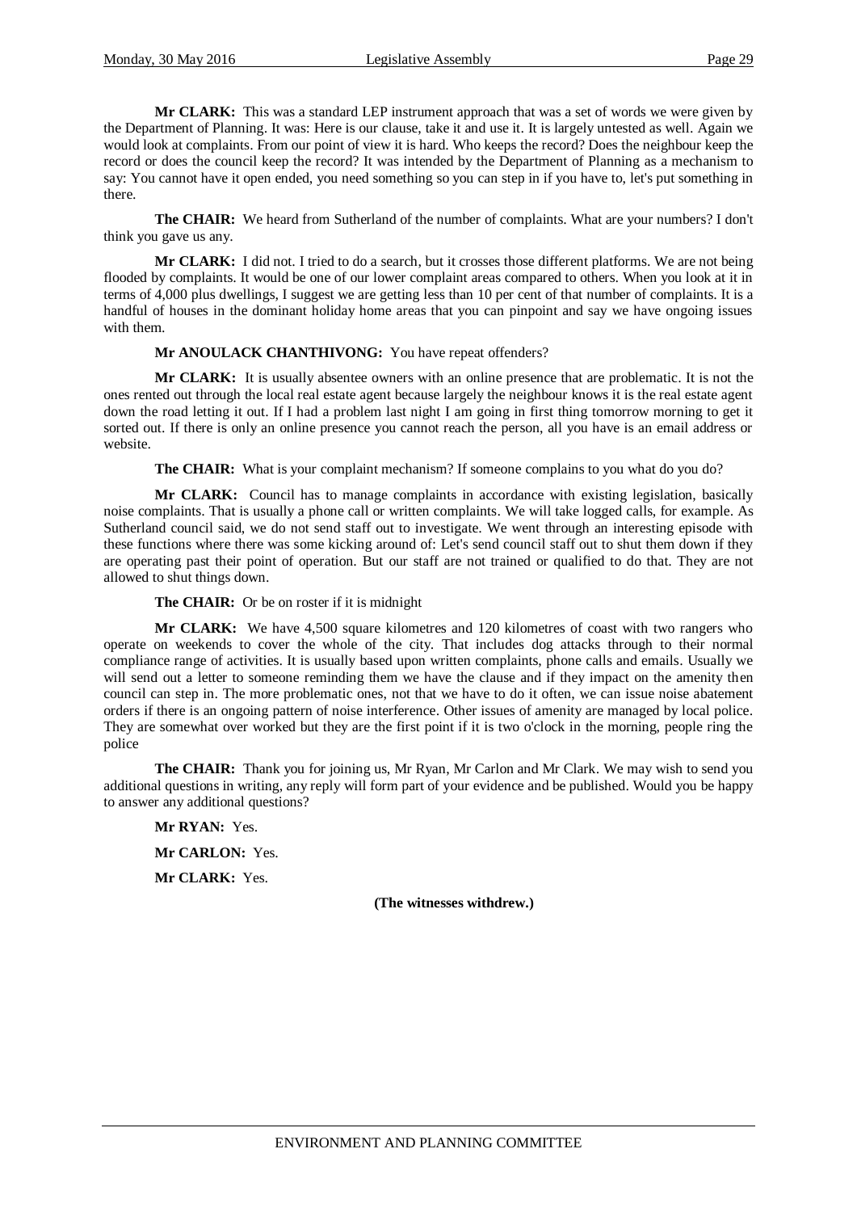**Mr CLARK:** This was a standard LEP instrument approach that was a set of words we were given by the Department of Planning. It was: Here is our clause, take it and use it. It is largely untested as well. Again we would look at complaints. From our point of view it is hard. Who keeps the record? Does the neighbour keep the record or does the council keep the record? It was intended by the Department of Planning as a mechanism to say: You cannot have it open ended, you need something so you can step in if you have to, let's put something in there.

**The CHAIR:** We heard from Sutherland of the number of complaints. What are your numbers? I don't think you gave us any.

**Mr CLARK:** I did not. I tried to do a search, but it crosses those different platforms. We are not being flooded by complaints. It would be one of our lower complaint areas compared to others. When you look at it in terms of 4,000 plus dwellings, I suggest we are getting less than 10 per cent of that number of complaints. It is a handful of houses in the dominant holiday home areas that you can pinpoint and say we have ongoing issues with them.

**Mr ANOULACK CHANTHIVONG:** You have repeat offenders?

**Mr CLARK:** It is usually absentee owners with an online presence that are problematic. It is not the ones rented out through the local real estate agent because largely the neighbour knows it is the real estate agent down the road letting it out. If I had a problem last night I am going in first thing tomorrow morning to get it sorted out. If there is only an online presence you cannot reach the person, all you have is an email address or website.

**The CHAIR:** What is your complaint mechanism? If someone complains to you what do you do?

**Mr CLARK:** Council has to manage complaints in accordance with existing legislation, basically noise complaints. That is usually a phone call or written complaints. We will take logged calls, for example. As Sutherland council said, we do not send staff out to investigate. We went through an interesting episode with these functions where there was some kicking around of: Let's send council staff out to shut them down if they are operating past their point of operation. But our staff are not trained or qualified to do that. They are not allowed to shut things down.

**The CHAIR:** Or be on roster if it is midnight

**Mr CLARK:** We have 4,500 square kilometres and 120 kilometres of coast with two rangers who operate on weekends to cover the whole of the city. That includes dog attacks through to their normal compliance range of activities. It is usually based upon written complaints, phone calls and emails. Usually we will send out a letter to someone reminding them we have the clause and if they impact on the amenity then council can step in. The more problematic ones, not that we have to do it often, we can issue noise abatement orders if there is an ongoing pattern of noise interference. Other issues of amenity are managed by local police. They are somewhat over worked but they are the first point if it is two o'clock in the morning, people ring the police

**The CHAIR:** Thank you for joining us, Mr Ryan, Mr Carlon and Mr Clark. We may wish to send you additional questions in writing, any reply will form part of your evidence and be published. Would you be happy to answer any additional questions?

**Mr RYAN:** Yes.

**Mr CARLON:** Yes.

**Mr CLARK:** Yes.

**(The witnesses withdrew.)**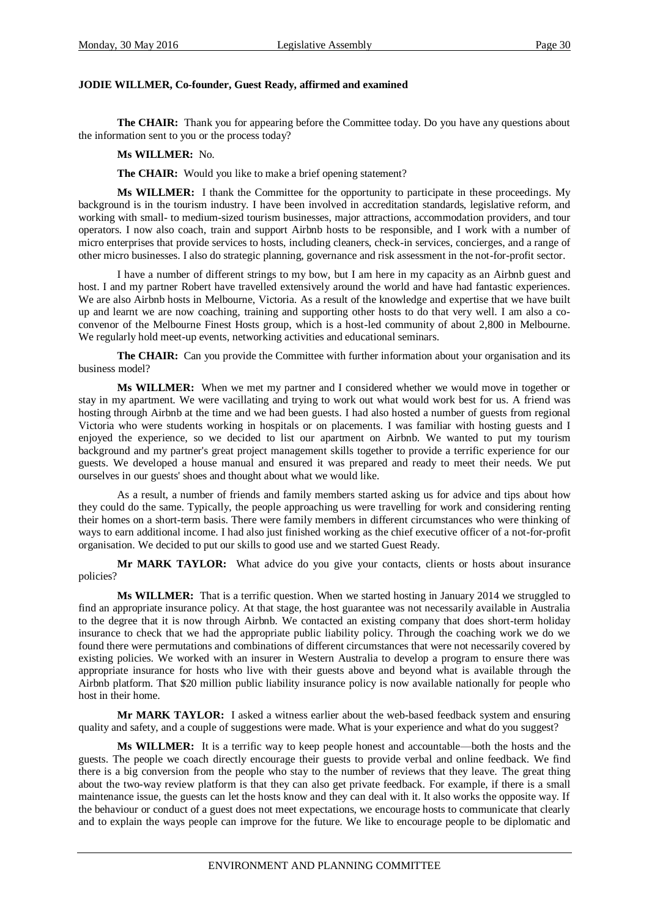**JODIE WILLMER, Co-founder, Guest Ready, affirmed and examined**

**The CHAIR:** Thank you for appearing before the Committee today. Do you have any questions about the information sent to you or the process today?

**Ms WILLMER:** No.

**The CHAIR:** Would you like to make a brief opening statement?

**Ms WILLMER:** I thank the Committee for the opportunity to participate in these proceedings. My background is in the tourism industry. I have been involved in accreditation standards, legislative reform, and working with small- to medium-sized tourism businesses, major attractions, accommodation providers, and tour operators. I now also coach, train and support Airbnb hosts to be responsible, and I work with a number of micro enterprises that provide services to hosts, including cleaners, check-in services, concierges, and a range of other micro businesses. I also do strategic planning, governance and risk assessment in the not-for-profit sector.

I have a number of different strings to my bow, but I am here in my capacity as an Airbnb guest and host. I and my partner Robert have travelled extensively around the world and have had fantastic experiences. We are also Airbnb hosts in Melbourne, Victoria. As a result of the knowledge and expertise that we have built up and learnt we are now coaching, training and supporting other hosts to do that very well. I am also a co-convenor of the Melbourne Finest Hosts group, which is a host-led community of about 2,800 in Melbourne. We regularly hold meet-up events, networking activities and educational seminars.

**The CHAIR:** Can you provide the Committee with further information about your organisation and its business model?

**Ms WILLMER:** When we met my partner and I considered whether we would move in together or stay in my apartment. We were vacillating and trying to work out what would work best for us. A friend was hosting through Airbnb at the time and we had been guests. I had also hosted a number of guests from regional Victoria who were students working in hospitals or on placements. I was familiar with hosting guests and I enjoyed the experience, so we decided to list our apartment on Airbnb. We wanted to put my tourism background and my partner's great project management skills together to provide a terrific experience for our guests. We developed a house manual and ensured it was prepared and ready to meet their needs. We put ourselves in our guests' shoes and thought about what we would like.

As a result, a number of friends and family members started asking us for advice and tips about how they could do the same. Typically, the people approaching us were travelling for work and considering renting their homes on a short-term basis. There were family members in different circumstances who were thinking of ways to earn additional income. I had also just finished working as the chief executive officer of a not-for-profit organisation. We decided to put our skills to good use and we started Guest Ready.

**Mr MARK TAYLOR:** What advice do you give your contacts, clients or hosts about insurance policies?

**Ms WILLMER:** That is a terrific question. When we started hosting in January 2014 we struggled to find an appropriate insurance policy. At that stage, the host guarantee was not necessarily available in Australia to the degree that it is now through Airbnb. We contacted an existing company that does short-term holiday insurance to check that we had the appropriate public liability policy. Through the coaching work we do we found there were permutations and combinations of different circumstances that were not necessarily covered by existing policies. We worked with an insurer in Western Australia to develop a program to ensure there was appropriate insurance for hosts who live with their guests above and beyond what is available through the Airbnb platform. That $20 million public liability insurance policy is now available nationally for people who host in their home.

**Mr MARK TAYLOR:** I asked a witness earlier about the web-based feedback system and ensuring quality and safety, and a couple of suggestions were made. What is your experience and what do you suggest?

**Ms WILLMER:** It is a terrific way to keep people honest and accountable—both the hosts and the guests. The people we coach directly encourage their guests to provide verbal and online feedback. We find there is a big conversion from the people who stay to the number of reviews that they leave. The great thing about the two-way review platform is that they can also get private feedback. For example, if there is a small maintenance issue, the guests can let the hosts know and they can deal with it. It also works the opposite way. If the behaviour or conduct of a guest does not meet expectations, we encourage hosts to communicate that clearly and to explain the ways people can improve for the future. We like to encourage people to be diplomatic and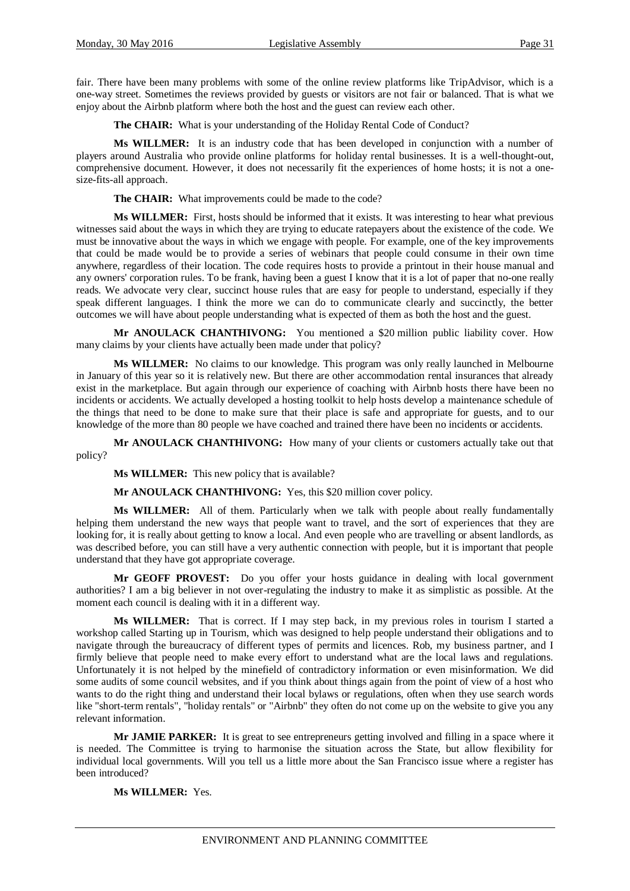fair. There have been many problems with some of the online review platforms like TripAdvisor, which is a one-way street. Sometimes the reviews provided by guests or visitors are not fair or balanced. That is what we enjoy about the Airbnb platform where both the host and the guest can review each other.

**The CHAIR:** What is your understanding of the Holiday Rental Code of Conduct?

**Ms WILLMER:** It is an industry code that has been developed in conjunction with a number of players around Australia who provide online platforms for holiday rental businesses. It is a well-thought-out, comprehensive document. However, it does not necessarily fit the experiences of home hosts; it is not a one-size-fits-all approach.

**The CHAIR:** What improvements could be made to the code?

**Ms WILLMER:** First, hosts should be informed that it exists. It was interesting to hear what previous witnesses said about the ways in which they are trying to educate ratepayers about the existence of the code. We must be innovative about the ways in which we engage with people. For example, one of the key improvements that could be made would be to provide a series of webinars that people could consume in their own time anywhere, regardless of their location. The code requires hosts to provide a printout in their house manual and any owners' corporation rules. To be frank, having been a guest I know that it is a lot of paper that no-one really reads. We advocate very clear, succinct house rules that are easy for people to understand, especially if they speak different languages. I think the more we can do to communicate clearly and succinctly, the better outcomes we will have about people understanding what is expected of them as both the host and the guest.

**Mr ANOULACK CHANTHIVONG:** You mentioned a $20 million public liability cover. How many claims by your clients have actually been made under that policy?

**Ms WILLMER:** No claims to our knowledge. This program was only really launched in Melbourne in January of this year so it is relatively new. But there are other accommodation rental insurances that already exist in the marketplace. But again through our experience of coaching with Airbnb hosts there have been no incidents or accidents. We actually developed a hosting toolkit to help hosts develop a maintenance schedule of the things that need to be done to make sure that their place is safe and appropriate for guests, and to our knowledge of the more than 80 people we have coached and trained there have been no incidents or accidents.

**Mr ANOULACK CHANTHIVONG:** How many of your clients or customers actually take out that policy?

**Ms WILLMER:** This new policy that is available?

**Mr ANOULACK CHANTHIVONG:** Yes, this $20 million cover policy.

**Ms WILLMER:** All of them. Particularly when we talk with people about really fundamentally helping them understand the new ways that people want to travel, and the sort of experiences that they are looking for, it is really about getting to know a local. And even people who are travelling or absent landlords, as was described before, you can still have a very authentic connection with people, but it is important that people understand that they have got appropriate coverage.

**Mr GEOFF PROVEST:** Do you offer your hosts guidance in dealing with local government authorities? I am a big believer in not over-regulating the industry to make it as simplistic as possible. At the moment each council is dealing with it in a different way.

**Ms WILLMER:** That is correct. If I may step back, in my previous roles in tourism I started a workshop called Starting up in Tourism, which was designed to help people understand their obligations and to navigate through the bureaucracy of different types of permits and licences. Rob, my business partner, and I firmly believe that people need to make every effort to understand what are the local laws and regulations. Unfortunately it is not helped by the minefield of contradictory information or even misinformation. We did some audits of some council websites, and if you think about things again from the point of view of a host who wants to do the right thing and understand their local bylaws or regulations, often when they use search words like "short-term rentals", "holiday rentals" or "Airbnb" they often do not come up on the website to give you any relevant information.

**Mr JAMIE PARKER:** It is great to see entrepreneurs getting involved and filling in a space where it is needed. The Committee is trying to harmonise the situation across the State, but allow flexibility for individual local governments. Will you tell us a little more about the San Francisco issue where a register has been introduced?

**Ms WILLMER:** Yes.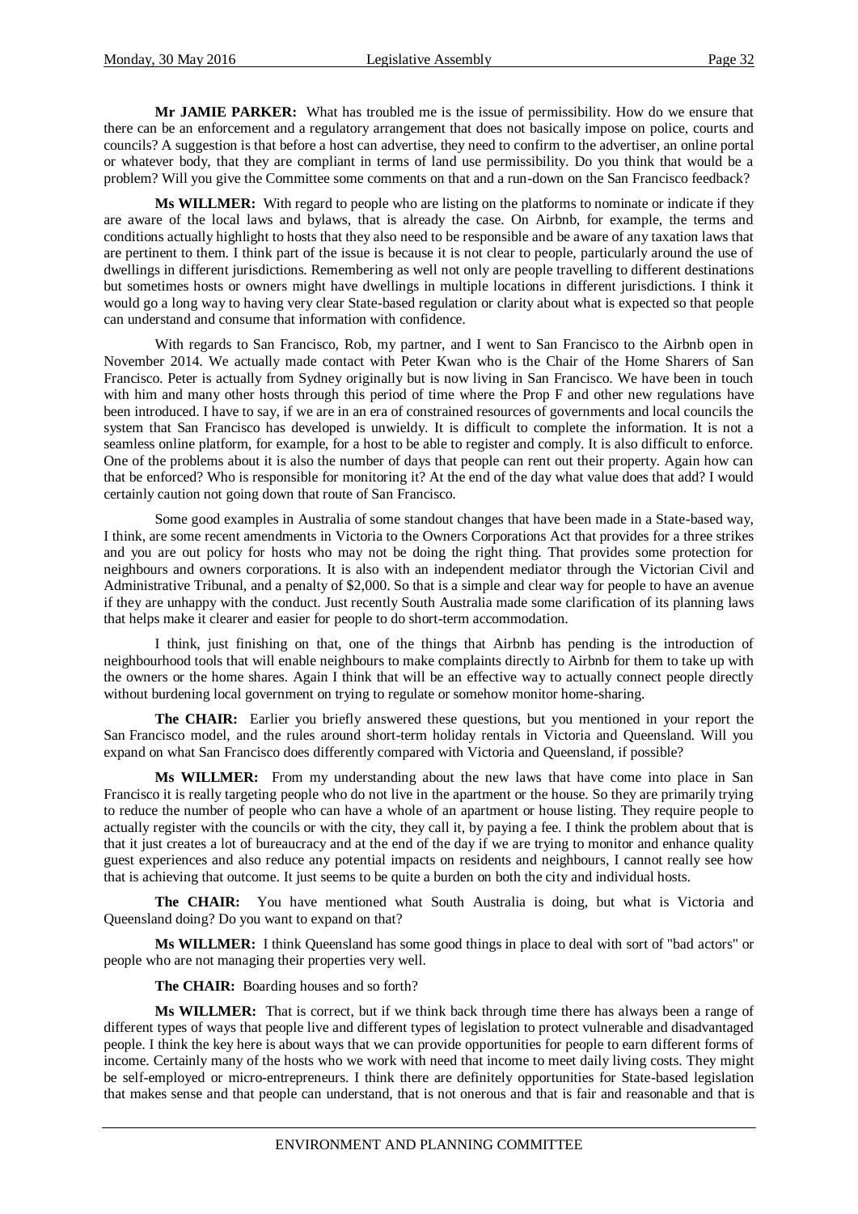**Mr JAMIE PARKER:** What has troubled me is the issue of permissibility. How do we ensure that there can be an enforcement and a regulatory arrangement that does not basically impose on police, courts and councils? A suggestion is that before a host can advertise, they need to confirm to the advertiser, an online portal or whatever body, that they are compliant in terms of land use permissibility. Do you think that would be a problem? Will you give the Committee some comments on that and a run-down on the San Francisco feedback?

**Ms WILLMER:** With regard to people who are listing on the platforms to nominate or indicate if they are aware of the local laws and bylaws, that is already the case. On Airbnb, for example, the terms and conditions actually highlight to hosts that they also need to be responsible and be aware of any taxation laws that are pertinent to them. I think part of the issue is because it is not clear to people, particularly around the use of dwellings in different jurisdictions. Remembering as well not only are people travelling to different destinations but sometimes hosts or owners might have dwellings in multiple locations in different jurisdictions. I think it would go a long way to having very clear State-based regulation or clarity about what is expected so that people can understand and consume that information with confidence.

With regards to San Francisco, Rob, my partner, and I went to San Francisco to the Airbnb open in November 2014. We actually made contact with Peter Kwan who is the Chair of the Home Sharers of San Francisco. Peter is actually from Sydney originally but is now living in San Francisco. We have been in touch with him and many other hosts through this period of time where the Prop F and other new regulations have been introduced. I have to say, if we are in an era of constrained resources of governments and local councils the system that San Francisco has developed is unwieldy. It is difficult to complete the information. It is not a seamless online platform, for example, for a host to be able to register and comply. It is also difficult to enforce. One of the problems about it is also the number of days that people can rent out their property. Again how can that be enforced? Who is responsible for monitoring it? At the end of the day what value does that add? I would certainly caution not going down that route of San Francisco.

Some good examples in Australia of some standout changes that have been made in a State-based way, I think, are some recent amendments in Victoria to the Owners Corporations Act that provides for a three strikes and you are out policy for hosts who may not be doing the right thing. That provides some protection for neighbours and owners corporations. It is also with an independent mediator through the Victorian Civil and Administrative Tribunal, and a penalty of $2,000. So that is a simple and clear way for people to have an avenue if they are unhappy with the conduct. Just recently South Australia made some clarification of its planning laws that helps make it clearer and easier for people to do short-term accommodation.

I think, just finishing on that, one of the things that Airbnb has pending is the introduction of neighbourhood tools that will enable neighbours to make complaints directly to Airbnb for them to take up with the owners or the home shares. Again I think that will be an effective way to actually connect people directly without burdening local government on trying to regulate or somehow monitor home-sharing.

**The CHAIR:** Earlier you briefly answered these questions, but you mentioned in your report the San Francisco model, and the rules around short-term holiday rentals in Victoria and Queensland. Will you expand on what San Francisco does differently compared with Victoria and Queensland, if possible?

**Ms WILLMER:** From my understanding about the new laws that have come into place in San Francisco it is really targeting people who do not live in the apartment or the house. So they are primarily trying to reduce the number of people who can have a whole of an apartment or house listing. They require people to actually register with the councils or with the city, they call it, by paying a fee. I think the problem about that is that it just creates a lot of bureaucracy and at the end of the day if we are trying to monitor and enhance quality guest experiences and also reduce any potential impacts on residents and neighbours, I cannot really see how that is achieving that outcome. It just seems to be quite a burden on both the city and individual hosts.

**The CHAIR:** You have mentioned what South Australia is doing, but what is Victoria and Queensland doing? Do you want to expand on that?

**Ms WILLMER:** I think Queensland has some good things in place to deal with sort of "bad actors" or people who are not managing their properties very well.

**The CHAIR:** Boarding houses and so forth?

**Ms WILLMER:** That is correct, but if we think back through time there has always been a range of different types of ways that people live and different types of legislation to protect vulnerable and disadvantaged people. I think the key here is about ways that we can provide opportunities for people to earn different forms of income. Certainly many of the hosts who we work with need that income to meet daily living costs. They might be self-employed or micro-entrepreneurs. I think there are definitely opportunities for State-based legislation that makes sense and that people can understand, that is not onerous and that is fair and reasonable and that is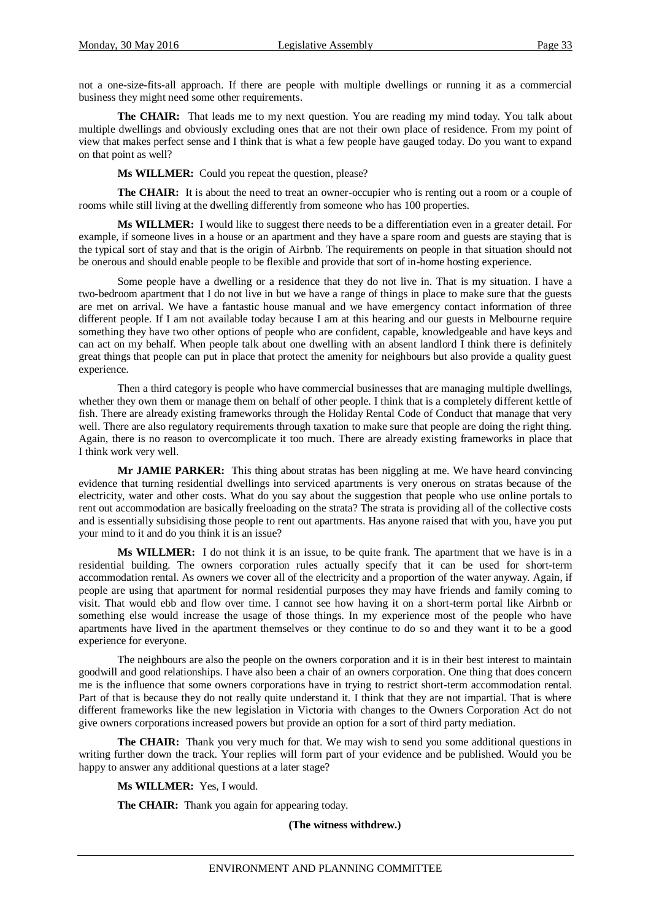not a one-size-fits-all approach. If there are people with multiple dwellings or running it as a commercial business they might need some other requirements.

**The CHAIR:** That leads me to my next question. You are reading my mind today. You talk about multiple dwellings and obviously excluding ones that are not their own place of residence. From my point of view that makes perfect sense and I think that is what a few people have gauged today. Do you want to expand on that point as well?

**Ms WILLMER:** Could you repeat the question, please?

**The CHAIR:** It is about the need to treat an owner-occupier who is renting out a room or a couple of rooms while still living at the dwelling differently from someone who has 100 properties.

**Ms WILLMER:** I would like to suggest there needs to be a differentiation even in a greater detail. For example, if someone lives in a house or an apartment and they have a spare room and guests are staying that is the typical sort of stay and that is the origin of Airbnb. The requirements on people in that situation should not be onerous and should enable people to be flexible and provide that sort of in-home hosting experience.

Some people have a dwelling or a residence that they do not live in. That is my situation. I have a two-bedroom apartment that I do not live in but we have a range of things in place to make sure that the guests are met on arrival. We have a fantastic house manual and we have emergency contact information of three different people. If I am not available today because I am at this hearing and our guests in Melbourne require something they have two other options of people who are confident, capable, knowledgeable and have keys and can act on my behalf. When people talk about one dwelling with an absent landlord I think there is definitely great things that people can put in place that protect the amenity for neighbours but also provide a quality guest experience.

Then a third category is people who have commercial businesses that are managing multiple dwellings, whether they own them or manage them on behalf of other people. I think that is a completely different kettle of fish. There are already existing frameworks through the Holiday Rental Code of Conduct that manage that very well. There are also regulatory requirements through taxation to make sure that people are doing the right thing. Again, there is no reason to overcomplicate it too much. There are already existing frameworks in place that I think work very well.

**Mr JAMIE PARKER:** This thing about stratas has been niggling at me. We have heard convincing evidence that turning residential dwellings into serviced apartments is very onerous on stratas because of the electricity, water and other costs. What do you say about the suggestion that people who use online portals to rent out accommodation are basically freeloading on the strata? The strata is providing all of the collective costs and is essentially subsidising those people to rent out apartments. Has anyone raised that with you, have you put your mind to it and do you think it is an issue?

**Ms WILLMER:** I do not think it is an issue, to be quite frank. The apartment that we have is in a residential building. The owners corporation rules actually specify that it can be used for short-term accommodation rental. As owners we cover all of the electricity and a proportion of the water anyway. Again, if people are using that apartment for normal residential purposes they may have friends and family coming to visit. That would ebb and flow over time. I cannot see how having it on a short-term portal like Airbnb or something else would increase the usage of those things. In my experience most of the people who have apartments have lived in the apartment themselves or they continue to do so and they want it to be a good experience for everyone.

The neighbours are also the people on the owners corporation and it is in their best interest to maintain goodwill and good relationships. I have also been a chair of an owners corporation. One thing that does concern me is the influence that some owners corporations have in trying to restrict short-term accommodation rental. Part of that is because they do not really quite understand it. I think that they are not impartial. That is where different frameworks like the new legislation in Victoria with changes to the Owners Corporation Act do not give owners corporations increased powers but provide an option for a sort of third party mediation.

**The CHAIR:** Thank you very much for that. We may wish to send you some additional questions in writing further down the track. Your replies will form part of your evidence and be published. Would you be happy to answer any additional questions at a later stage?

**Ms WILLMER:** Yes, I would.

**The CHAIR:** Thank you again for appearing today.

**(The witness withdrew.)**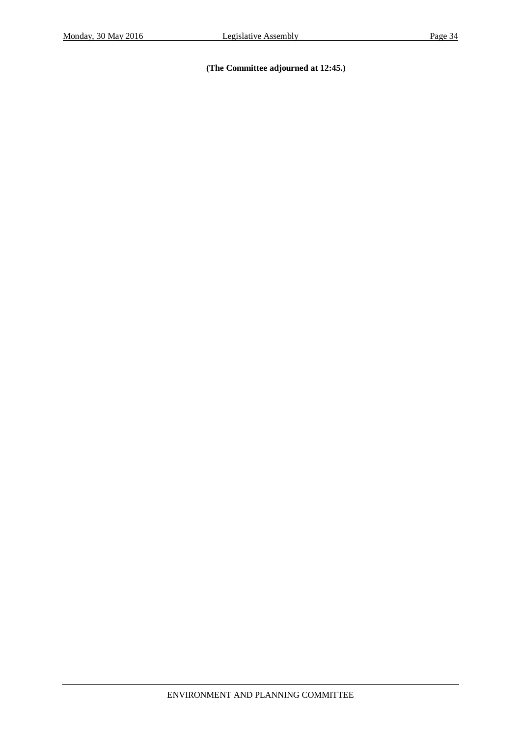**(The Committee adjourned at 12:45.)**